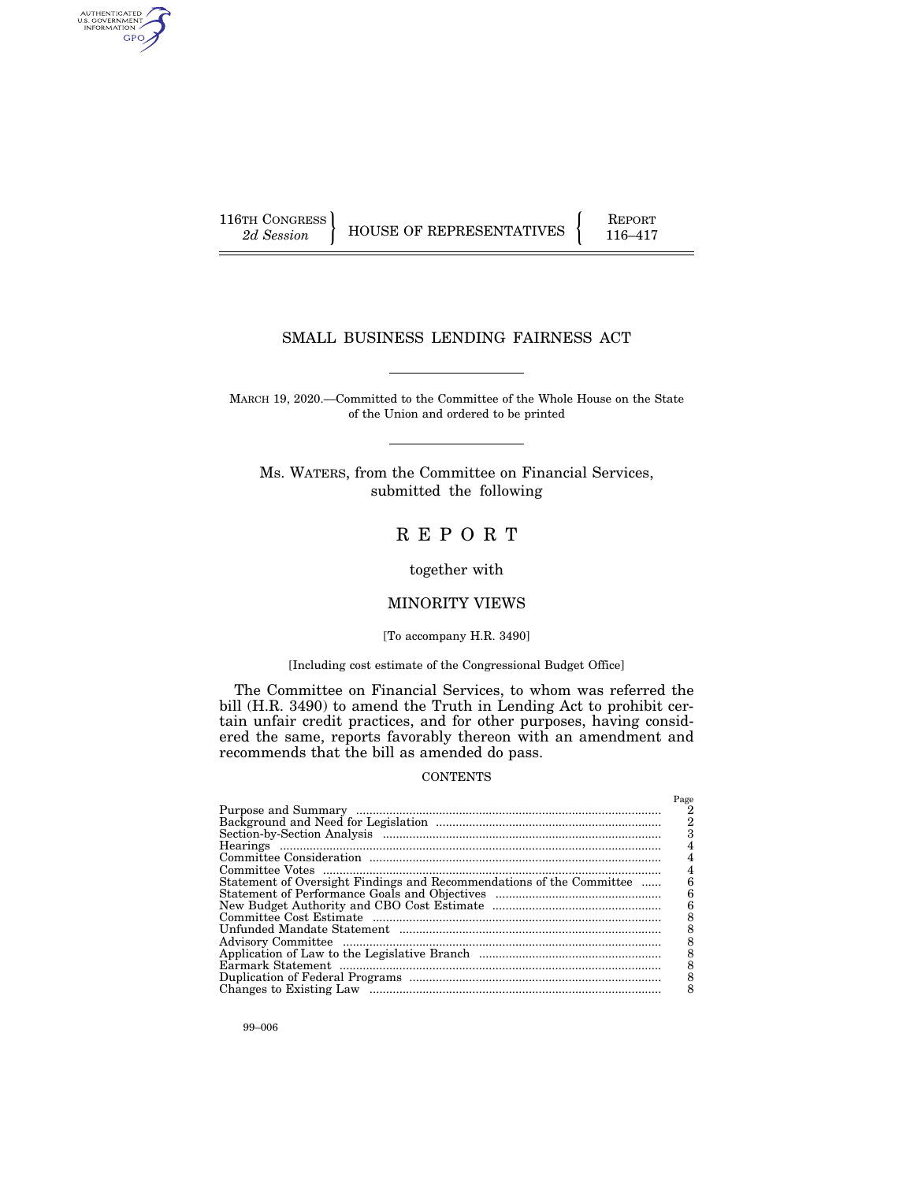116TH CONGRESS
*2d Session*

HOUSE OF REPRESENTATIVES

REPORT
116–417

# SMALL BUSINESS LENDING FAIRNESS ACT

MARCH 19, 2020.—Committed to the Committee of the Whole House on the State of the Union and ordered to be printed

Ms. WATERS, from the Committee on Financial Services, submitted the following

# R E P O R T

together with

## MINORITY VIEWS

[To accompany H.R. 3490]

[Including cost estimate of the Congressional Budget Office]

The Committee on Financial Services, to whom was referred the bill (H.R. 3490) to amend the Truth in Lending Act to prohibit certain unfair credit practices, and for other purposes, having considered the same, reports favorably thereon with an amendment and recommends that the bill as amended do pass.

CONTENTS

| | Page |
|---|---|
| Purpose and Summary | 2 |
| Background and Need for Legislation | 2 |
| Section-by-Section Analysis | 3 |
| Hearings | 4 |
| Committee Consideration | 4 |
| Committee Votes | 4 |
| Statement of Oversight Findings and Recommendations of the Committee | 6 |
| Statement of Performance Goals and Objectives | 6 |
| New Budget Authority and CBO Cost Estimate | 6 |
| Committee Cost Estimate | 8 |
| Unfunded Mandate Statement | 8 |
| Advisory Committee | 8 |
| Application of Law to the Legislative Branch | 8 |
| Earmark Statement | 8 |
| Duplication of Federal Programs | 8 |
| Changes to Existing Law | 8 |

99–006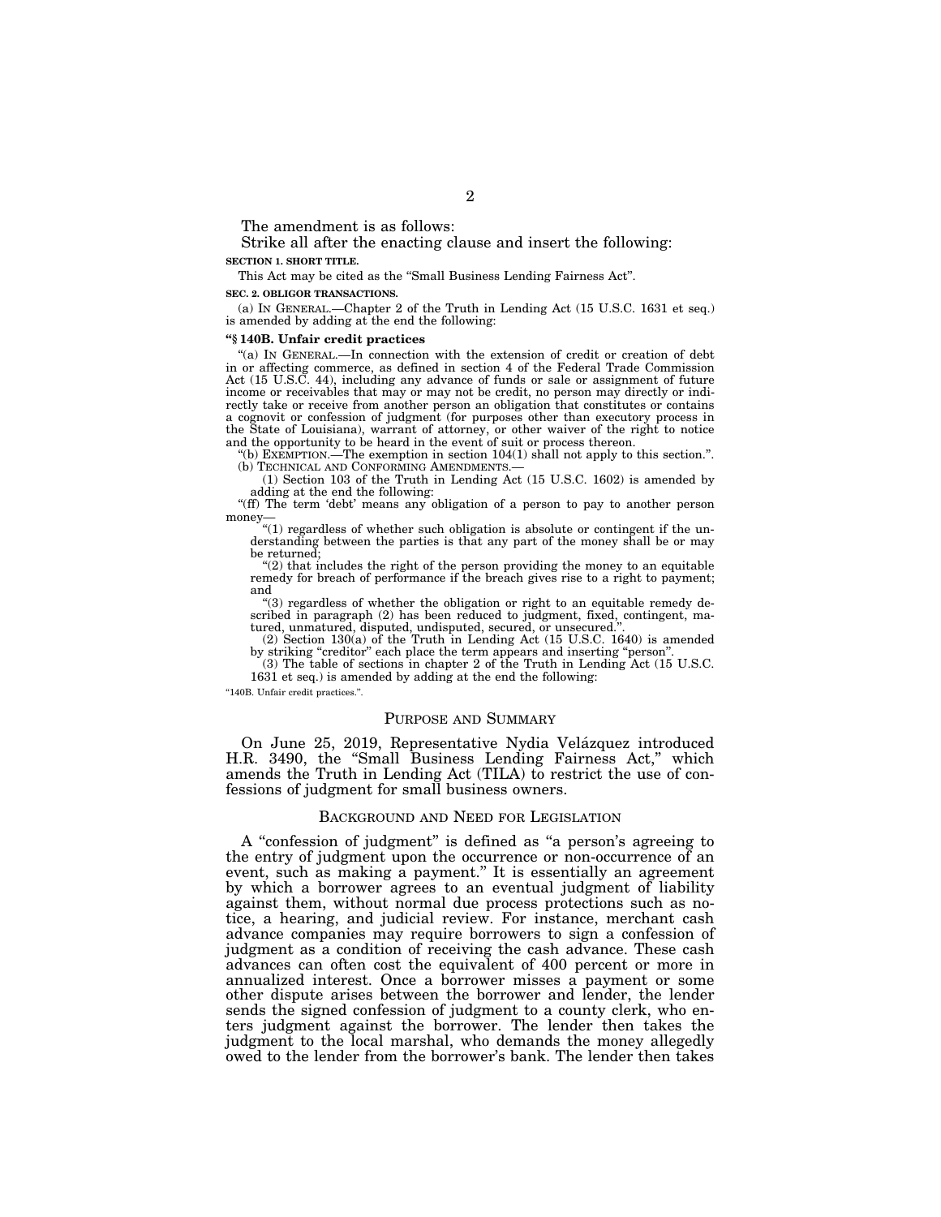The amendment is as follows:

Strike all after the enacting clause and insert the following:

**SECTION 1. SHORT TITLE.**

This Act may be cited as the "Small Business Lending Fairness Act".

**SEC. 2. OBLIGOR TRANSACTIONS.**

(a) IN GENERAL.—Chapter 2 of the Truth in Lending Act (15 U.S.C. 1631 et seq.) is amended by adding at the end the following:

**"§ 140B. Unfair credit practices**

"(a) IN GENERAL.—In connection with the extension of credit or creation of debt in or affecting commerce, as defined in section 4 of the Federal Trade Commission Act (15 U.S.C. 44), including any advance of funds or sale or assignment of future income or receivables that may or may not be credit, no person may directly or indirectly take or receive from another person an obligation that constitutes or contains a cognovit or confession of judgment (for purposes other than executory process in the State of Louisiana), warrant of attorney, or other waiver of the right to notice and the opportunity to be heard in the event of suit or process thereon.

"(b) EXEMPTION.—The exemption in section 104(1) shall not apply to this section.".

(b) TECHNICAL AND CONFORMING AMENDMENTS.—

(1) Section 103 of the Truth in Lending Act (15 U.S.C. 1602) is amended by adding at the end the following:

"(ff) The term 'debt' means any obligation of a person to pay to another person money—

"(1) regardless of whether such obligation is absolute or contingent if the understanding between the parties is that any part of the money shall be or may be returned;

"(2) that includes the right of the person providing the money to an equitable remedy for breach of performance if the breach gives rise to a right to payment; and

"(3) regardless of whether the obligation or right to an equitable remedy described in paragraph (2) has been reduced to judgment, fixed, contingent, matured, unmatured, disputed, undisputed, secured, or unsecured.".

(2) Section 130(a) of the Truth in Lending Act (15 U.S.C. 1640) is amended by striking "creditor" each place the term appears and inserting "person".

(3) The table of sections in chapter 2 of the Truth in Lending Act (15 U.S.C. 1631 et seq.) is amended by adding at the end the following:

"140B. Unfair credit practices.".

## PURPOSE AND SUMMARY

On June 25, 2019, Representative Nydia Velázquez introduced H.R. 3490, the "Small Business Lending Fairness Act," which amends the Truth in Lending Act (TILA) to restrict the use of confessions of judgment for small business owners.

## BACKGROUND AND NEED FOR LEGISLATION

A "confession of judgment" is defined as "a person's agreeing to the entry of judgment upon the occurrence or non-occurrence of an event, such as making a payment." It is essentially an agreement by which a borrower agrees to an eventual judgment of liability against them, without normal due process protections such as notice, a hearing, and judicial review. For instance, merchant cash advance companies may require borrowers to sign a confession of judgment as a condition of receiving the cash advance. These cash advances can often cost the equivalent of 400 percent or more in annualized interest. Once a borrower misses a payment or some other dispute arises between the borrower and lender, the lender sends the signed confession of judgment to a county clerk, who enters judgment against the borrower. The lender then takes the judgment to the local marshal, who demands the money allegedly owed to the lender from the borrower's bank. The lender then takes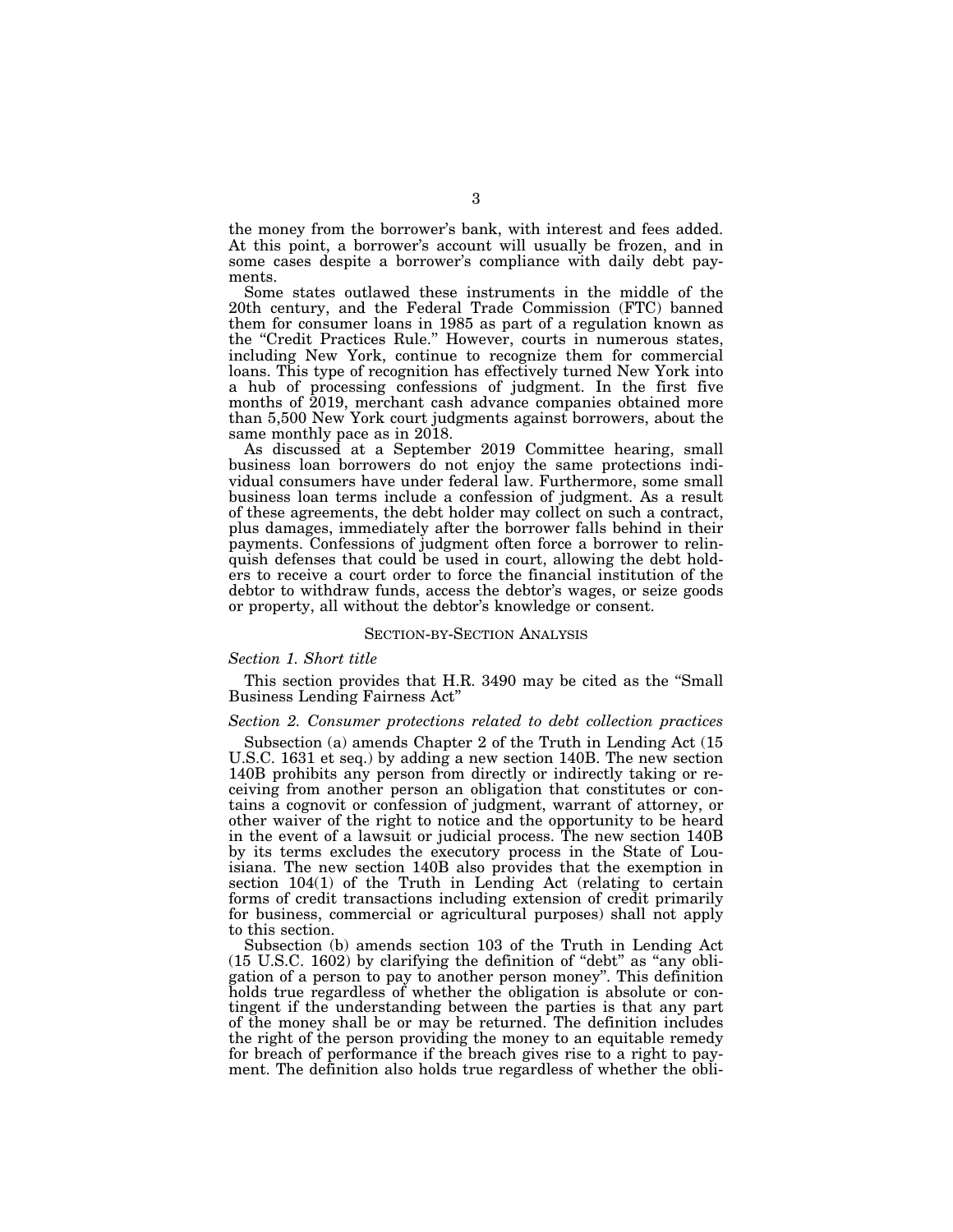the money from the borrower's bank, with interest and fees added. At this point, a borrower's account will usually be frozen, and in some cases despite a borrower's compliance with daily debt payments.

Some states outlawed these instruments in the middle of the 20th century, and the Federal Trade Commission (FTC) banned them for consumer loans in 1985 as part of a regulation known as the "Credit Practices Rule." However, courts in numerous states, including New York, continue to recognize them for commercial loans. This type of recognition has effectively turned New York into a hub of processing confessions of judgment. In the first five months of 2019, merchant cash advance companies obtained more than 5,500 New York court judgments against borrowers, about the same monthly pace as in 2018.

As discussed at a September 2019 Committee hearing, small business loan borrowers do not enjoy the same protections individual consumers have under federal law. Furthermore, some small business loan terms include a confession of judgment. As a result of these agreements, the debt holder may collect on such a contract, plus damages, immediately after the borrower falls behind in their payments. Confessions of judgment often force a borrower to relinquish defenses that could be used in court, allowing the debt holders to receive a court order to force the financial institution of the debtor to withdraw funds, access the debtor's wages, or seize goods or property, all without the debtor's knowledge or consent.

## SECTION-BY-SECTION ANALYSIS

### *Section 1. Short title*

This section provides that H.R. 3490 may be cited as the "Small Business Lending Fairness Act"

### *Section 2. Consumer protections related to debt collection practices*

Subsection (a) amends Chapter 2 of the Truth in Lending Act (15 U.S.C. 1631 et seq.) by adding a new section 140B. The new section 140B prohibits any person from directly or indirectly taking or receiving from another person an obligation that constitutes or contains a cognovit or confession of judgment, warrant of attorney, or other waiver of the right to notice and the opportunity to be heard in the event of a lawsuit or judicial process. The new section 140B by its terms excludes the executory process in the State of Louisiana. The new section 140B also provides that the exemption in section 104(1) of the Truth in Lending Act (relating to certain forms of credit transactions including extension of credit primarily for business, commercial or agricultural purposes) shall not apply to this section.

Subsection (b) amends section 103 of the Truth in Lending Act (15 U.S.C. 1602) by clarifying the definition of "debt" as "any obligation of a person to pay to another person money". This definition holds true regardless of whether the obligation is absolute or contingent if the understanding between the parties is that any part of the money shall be or may be returned. The definition includes the right of the person providing the money to an equitable remedy for breach of performance if the breach gives rise to a right to payment. The definition also holds true regardless of whether the obli-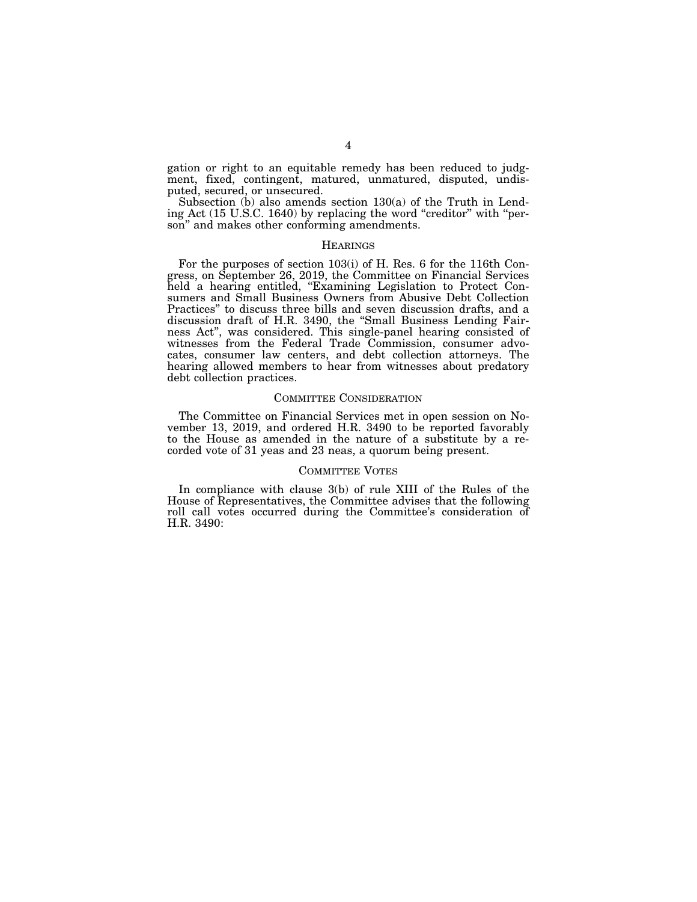gation or right to an equitable remedy has been reduced to judgment, fixed, contingent, matured, unmatured, disputed, undisputed, secured, or unsecured.

Subsection (b) also amends section 130(a) of the Truth in Lending Act (15 U.S.C. 1640) by replacing the word "creditor" with "person" and makes other conforming amendments.

## HEARINGS

For the purposes of section 103(i) of H. Res. 6 for the 116th Congress, on September 26, 2019, the Committee on Financial Services held a hearing entitled, "Examining Legislation to Protect Consumers and Small Business Owners from Abusive Debt Collection Practices" to discuss three bills and seven discussion drafts, and a discussion draft of H.R. 3490, the "Small Business Lending Fairness Act", was considered. This single-panel hearing consisted of witnesses from the Federal Trade Commission, consumer advocates, consumer law centers, and debt collection attorneys. The hearing allowed members to hear from witnesses about predatory debt collection practices.

## COMMITTEE CONSIDERATION

The Committee on Financial Services met in open session on November 13, 2019, and ordered H.R. 3490 to be reported favorably to the House as amended in the nature of a substitute by a recorded vote of 31 yeas and 23 neas, a quorum being present.

## COMMITTEE VOTES

In compliance with clause 3(b) of rule XIII of the Rules of the House of Representatives, the Committee advises that the following roll call votes occurred during the Committee's consideration of H.R. 3490: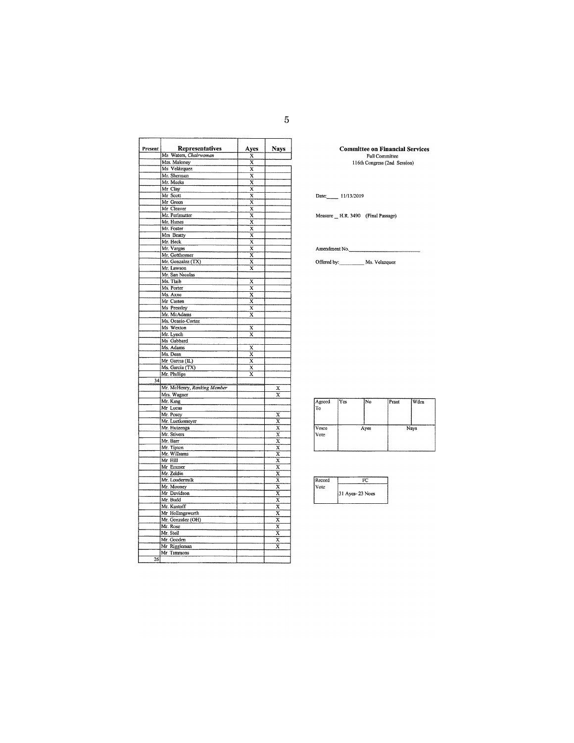| Present | Representatives | Ayes | Nays |
|---|---|---|---|
| | Ms Waters, *Chairwoman* | X | |
| | Mrs. Maloney | X | |
| | Ms Velázquez | X | |
| | Mr. Sherman | X | |
| | Mr. Meeks | X | |
| | Mr Clay | X | |
| | Mr Scott | X | |
| | Mr Green | X | |
| | Mr Cleaver | X | |
| | Mr. Perlmutter | X | |
| | Mr. Himes | X | |
| | Mr. Foster | X | |
| | Mrs Beatty | X | |
| | Mr. Heck | X | |
| | Mr. Vargas | X | |
| | Mr. Gottheimer | X | |
| | Mr. Gonzalez (TX) | X | |
| | Mr. Lawson | X | |
| | Mr. San Nicolas | | |
| | Ms. Tlaib | X | |
| | Ms. Porter | X | |
| | Ms. Axne | X | |
| | Mr Casten | X | |
| | Ms Pressley | X | |
| | Mr. McAdams | X | |
| | Ms. Ocasio-Cortez | | |
| | Ms Wexton | X | |
| | Mr. Lynch | X | |
| | Ms Gabbard | | |
| | Ms. Adams | X | |
| | Ms. Dean | X | |
| | Mr. Garcia (IL) | X | |
| | Ms. Garcia (TX) | X | |
| | Mr. Phillips | X | |
| 34 | | | |
| | Mr. McHenry, *Ranking Member* | | X |
| | Mrs. Wagner | | X |
| | Mr. King | | |
| | Mr Lucas | | |
| | Mr. Posey | | X |
| | Mr. Luetkemeyer | | X |
| | Mr. Huizenga | | X |
| | Mr. Stivers | | X |
| | Mr. Barr | | X |
| | Mr. Tipton | | X |
| | Mr. Williams | | X |
| | Mr Hill | | X |
| | Mr Emmer | | X |
| | Mr. Zeldin | | X |
| | Mr. Loudermilk | | X |
| | Mr. Mooney | | X |
| | Mr Davidson | | X |
| | Mr. Budd | | X |
| | Mr. Kustoff | | X |
| | Mr Hollingsworth | | X |
| | Mr. Gonzalez (OH) | | X |
| | Mr. Rose | | X |
| | Mr. Steil | | X |
| | Mr. Gooden | | X |
| | Mr Riggleman | | X |
| | Mr Timmons | | |
| 26 | | | |

**Committee on Financial Services**

Full Committee

116th Congress (2nd Session)

Date: 11/13/2019

Measure H.R. 3490 (Final Passage)

Amendment No. \_\_\_\_\_\_\_\_\_\_

Offered by: Ms. Velazquez

| Agreed To | Yes | No | Prsnt | Wdrn |
|---|---|---|---|---|
| Voice Vote | Ayes | | Nays | |

| Record Vote | FC |
|---|---|
| | 31 Ayes- 23 Noes |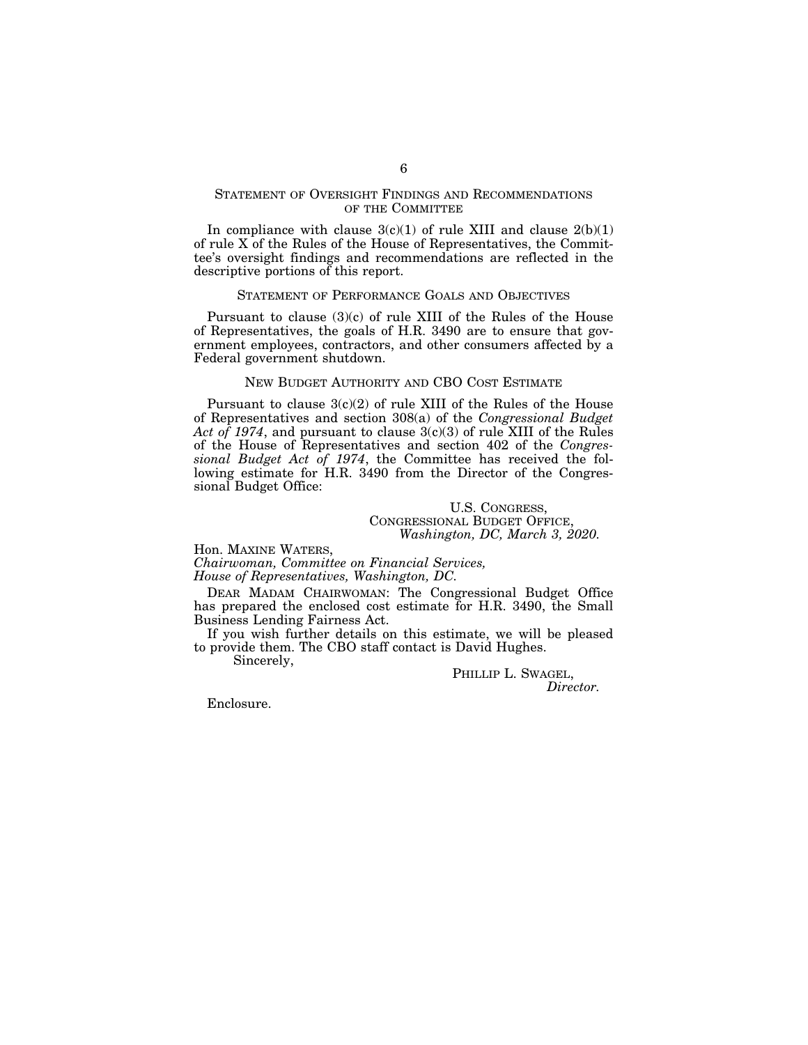## STATEMENT OF OVERSIGHT FINDINGS AND RECOMMENDATIONS OF THE COMMITTEE

In compliance with clause 3(c)(1) of rule XIII and clause 2(b)(1) of rule X of the Rules of the House of Representatives, the Committee's oversight findings and recommendations are reflected in the descriptive portions of this report.

## STATEMENT OF PERFORMANCE GOALS AND OBJECTIVES

Pursuant to clause (3)(c) of rule XIII of the Rules of the House of Representatives, the goals of H.R. 3490 are to ensure that government employees, contractors, and other consumers affected by a Federal government shutdown.

## NEW BUDGET AUTHORITY AND CBO COST ESTIMATE

Pursuant to clause 3(c)(2) of rule XIII of the Rules of the House of Representatives and section 308(a) of the *Congressional Budget Act of 1974*, and pursuant to clause 3(c)(3) of rule XIII of the Rules of the House of Representatives and section 402 of the *Congressional Budget Act of 1974*, the Committee has received the following estimate for H.R. 3490 from the Director of the Congressional Budget Office:

U.S. CONGRESS,
CONGRESSIONAL BUDGET OFFICE,
*Washington, DC, March 3, 2020.*

Hon. MAXINE WATERS,
*Chairwoman, Committee on Financial Services,*
*House of Representatives, Washington, DC.*

DEAR MADAM CHAIRWOMAN: The Congressional Budget Office has prepared the enclosed cost estimate for H.R. 3490, the Small Business Lending Fairness Act.

If you wish further details on this estimate, we will be pleased to provide them. The CBO staff contact is David Hughes.

Sincerely,

PHILLIP L. SWAGEL,
*Director.*

Enclosure.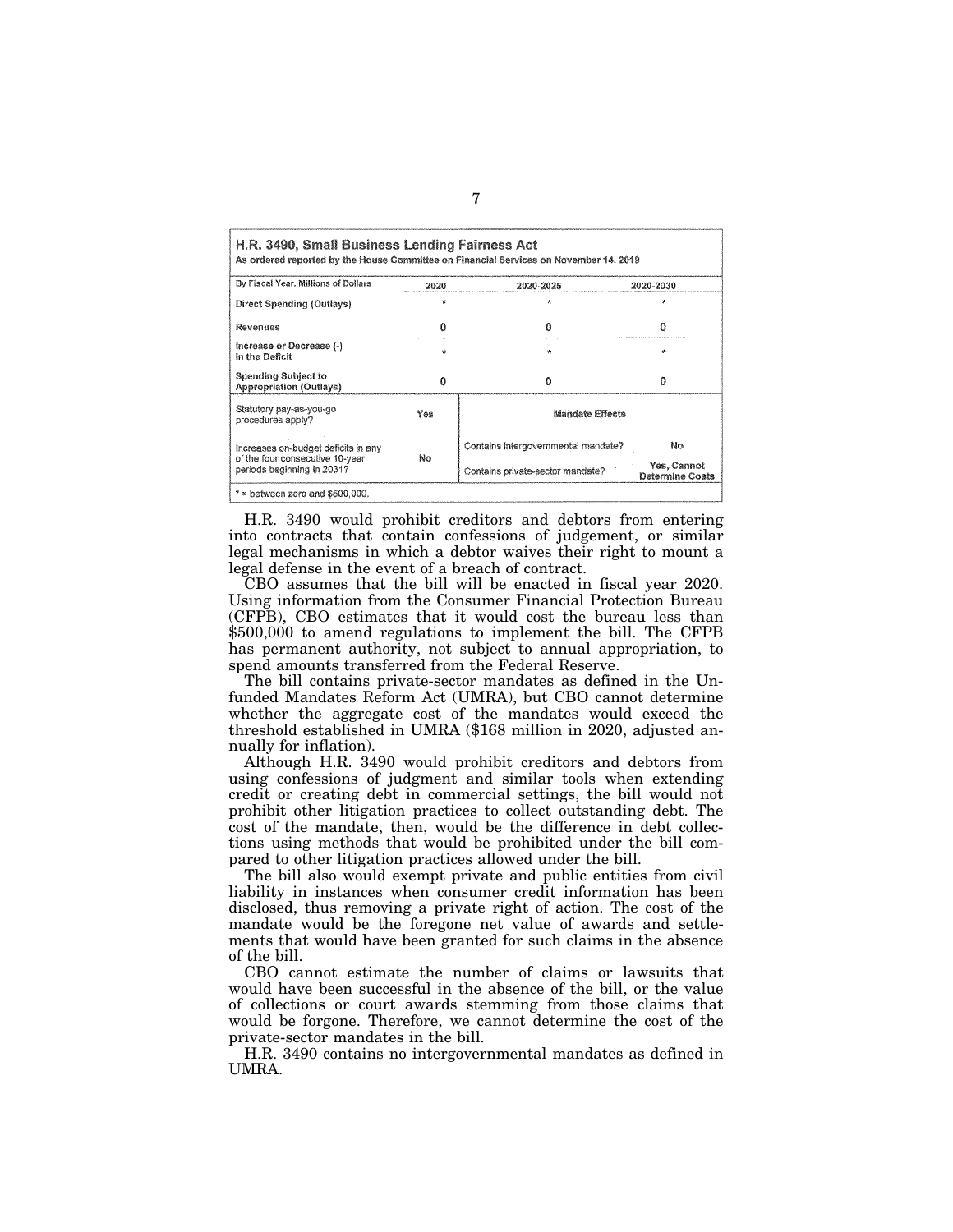**H.R. 3490, Small Business Lending Fairness Act**
**As ordered reported by the House Committee on Financial Services on November 14, 2019**

| By Fiscal Year, Millions of Dollars | 2020 | 2020-2025 | 2020-2030 |
|---|---|---|---|
| Direct Spending (Outlays) | * | * | * |
| Revenues | 0 | 0 | 0 |
| Increase or Decrease (-) in the Deficit | * | * | * |
| Spending Subject to Appropriation (Outlays) | 0 | 0 | 0 |

| Statutory pay-as-you-go procedures apply? | Yes | Mandate Effects | |
|---|---|---|---|
| Increases on-budget deficits in any of the four consecutive 10-year periods beginning in 2031? | No | Contains intergovernmental mandate? | No |
| | | Contains private-sector mandate? | Yes, Cannot Determine Costs |

* = between zero and $500,000.

H.R. 3490 would prohibit creditors and debtors from entering into contracts that contain confessions of judgement, or similar legal mechanisms in which a debtor waives their right to mount a legal defense in the event of a breach of contract.

CBO assumes that the bill will be enacted in fiscal year 2020. Using information from the Consumer Financial Protection Bureau (CFPB), CBO estimates that it would cost the bureau less than $500,000 to amend regulations to implement the bill. The CFPB has permanent authority, not subject to annual appropriation, to spend amounts transferred from the Federal Reserve.

The bill contains private-sector mandates as defined in the Unfunded Mandates Reform Act (UMRA), but CBO cannot determine whether the aggregate cost of the mandates would exceed the threshold established in UMRA ($168 million in 2020, adjusted annually for inflation).

Although H.R. 3490 would prohibit creditors and debtors from using confessions of judgment and similar tools when extending credit or creating debt in commercial settings, the bill would not prohibit other litigation practices to collect outstanding debt. The cost of the mandate, then, would be the difference in debt collections using methods that would be prohibited under the bill compared to other litigation practices allowed under the bill.

The bill also would exempt private and public entities from civil liability in instances when consumer credit information has been disclosed, thus removing a private right of action. The cost of the mandate would be the foregone net value of awards and settlements that would have been granted for such claims in the absence of the bill.

CBO cannot estimate the number of claims or lawsuits that would have been successful in the absence of the bill, or the value of collections or court awards stemming from those claims that would be forgone. Therefore, we cannot determine the cost of the private-sector mandates in the bill.

H.R. 3490 contains no intergovernmental mandates as defined in UMRA.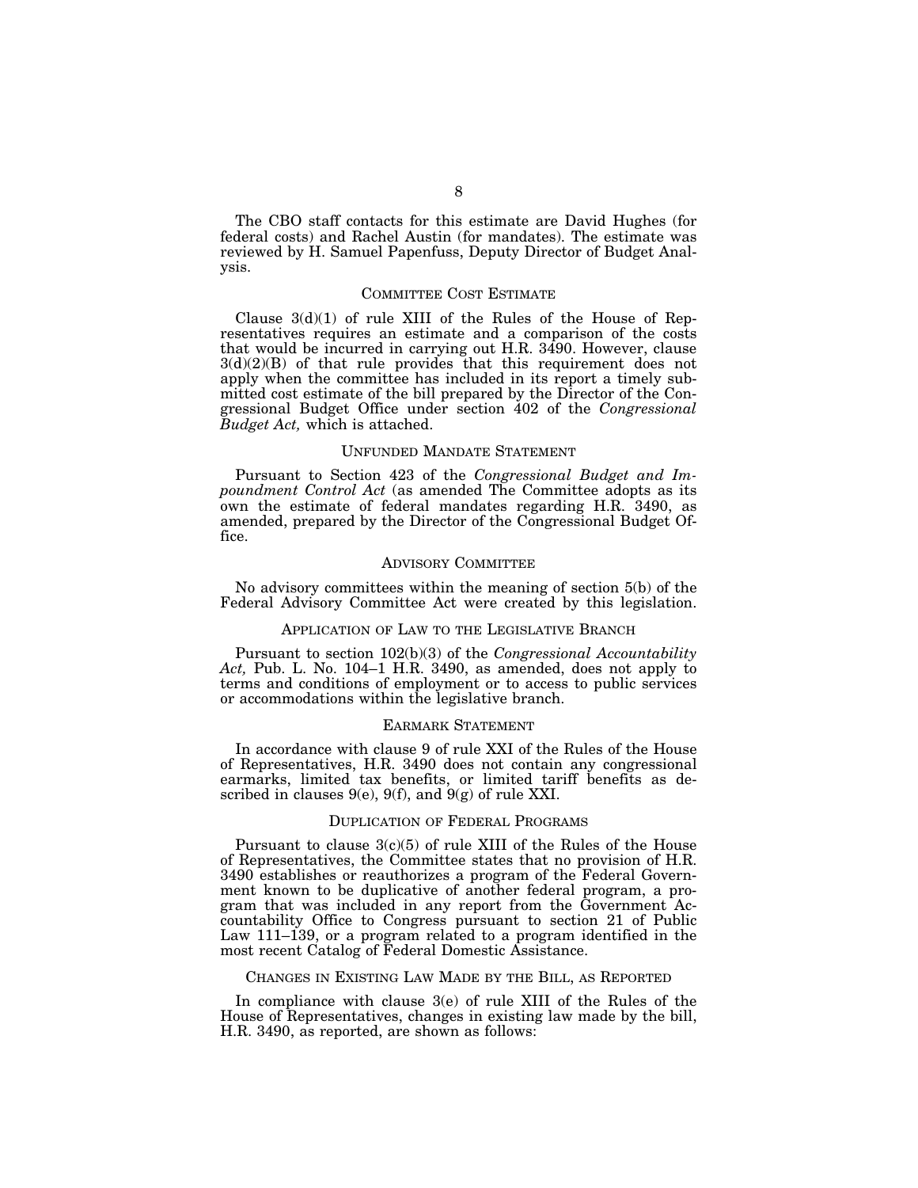The CBO staff contacts for this estimate are David Hughes (for federal costs) and Rachel Austin (for mandates). The estimate was reviewed by H. Samuel Papenfuss, Deputy Director of Budget Analysis.

## COMMITTEE COST ESTIMATE

Clause 3(d)(1) of rule XIII of the Rules of the House of Representatives requires an estimate and a comparison of the costs that would be incurred in carrying out H.R. 3490. However, clause 3(d)(2)(B) of that rule provides that this requirement does not apply when the committee has included in its report a timely submitted cost estimate of the bill prepared by the Director of the Congressional Budget Office under section 402 of the *Congressional Budget Act,* which is attached.

## UNFUNDED MANDATE STATEMENT

Pursuant to Section 423 of the *Congressional Budget and Impoundment Control Act* (as amended The Committee adopts as its own the estimate of federal mandates regarding H.R. 3490, as amended, prepared by the Director of the Congressional Budget Office.

## ADVISORY COMMITTEE

No advisory committees within the meaning of section 5(b) of the Federal Advisory Committee Act were created by this legislation.

## APPLICATION OF LAW TO THE LEGISLATIVE BRANCH

Pursuant to section 102(b)(3) of the *Congressional Accountability Act,* Pub. L. No. 104–1 H.R. 3490, as amended, does not apply to terms and conditions of employment or to access to public services or accommodations within the legislative branch.

## EARMARK STATEMENT

In accordance with clause 9 of rule XXI of the Rules of the House of Representatives, H.R. 3490 does not contain any congressional earmarks, limited tax benefits, or limited tariff benefits as described in clauses 9(e), 9(f), and 9(g) of rule XXI.

## DUPLICATION OF FEDERAL PROGRAMS

Pursuant to clause 3(c)(5) of rule XIII of the Rules of the House of Representatives, the Committee states that no provision of H.R. 3490 establishes or reauthorizes a program of the Federal Government known to be duplicative of another federal program, a program that was included in any report from the Government Accountability Office to Congress pursuant to section 21 of Public Law 111–139, or a program related to a program identified in the most recent Catalog of Federal Domestic Assistance.

## CHANGES IN EXISTING LAW MADE BY THE BILL, AS REPORTED

In compliance with clause 3(e) of rule XIII of the Rules of the House of Representatives, changes in existing law made by the bill, H.R. 3490, as reported, are shown as follows: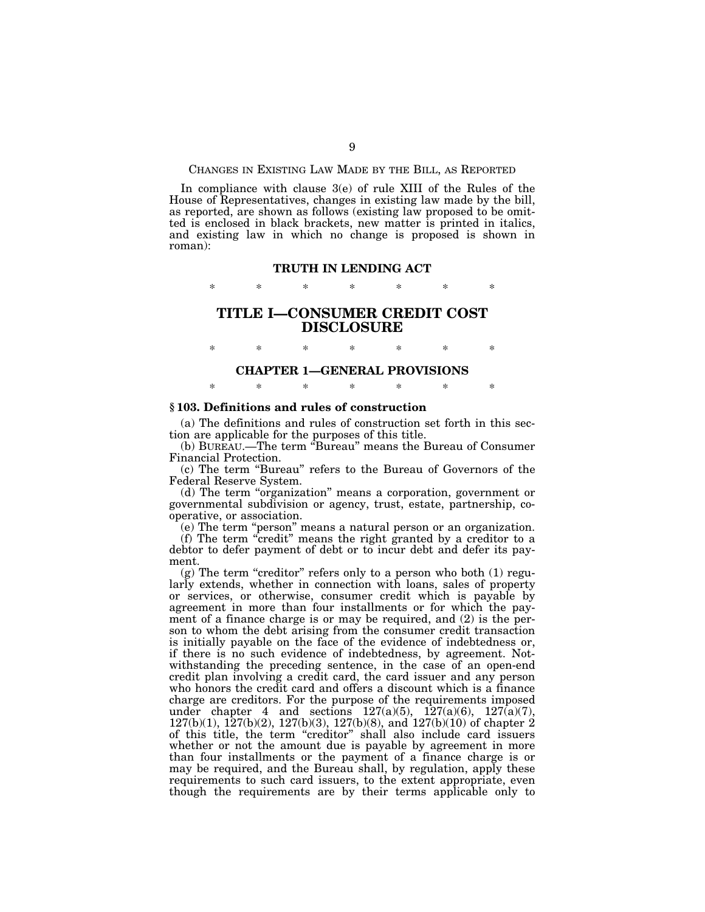CHANGES IN EXISTING LAW MADE BY THE BILL, AS REPORTED

In compliance with clause 3(e) of rule XIII of the Rules of the House of Representatives, changes in existing law made by the bill, as reported, are shown as follows (existing law proposed to be omitted is enclosed in black brackets, new matter is printed in italics, and existing law in which no change is proposed is shown in roman):

## TRUTH IN LENDING ACT

\* \* \* \* \* \* \*

# TITLE I—CONSUMER CREDIT COST DISCLOSURE

\* \* \* \* \* \* \*

## CHAPTER 1—GENERAL PROVISIONS

\* \* \* \* \* \* \*

### § 103. Definitions and rules of construction

(a) The definitions and rules of construction set forth in this section are applicable for the purposes of this title.

(b) BUREAU.—The term "Bureau" means the Bureau of Consumer Financial Protection.

(c) The term "Bureau" refers to the Bureau of Governors of the Federal Reserve System.

(d) The term "organization" means a corporation, government or governmental subdivision or agency, trust, estate, partnership, cooperative, or association.

(e) The term "person" means a natural person or an organization.

(f) The term "credit" means the right granted by a creditor to a debtor to defer payment of debt or to incur debt and defer its payment.

(g) The term "creditor" refers only to a person who both (1) regularly extends, whether in connection with loans, sales of property or services, or otherwise, consumer credit which is payable by agreement in more than four installments or for which the payment of a finance charge is or may be required, and (2) is the person to whom the debt arising from the consumer credit transaction is initially payable on the face of the evidence of indebtedness or, if there is no such evidence of indebtedness, by agreement. Notwithstanding the preceding sentence, in the case of an open-end credit plan involving a credit card, the card issuer and any person who honors the credit card and offers a discount which is a finance charge are creditors. For the purpose of the requirements imposed under chapter 4 and sections 127(a)(5), 127(a)(6), 127(a)(7), 127(b)(1), 127(b)(2), 127(b)(3), 127(b)(8), and 127(b)(10) of chapter 2 of this title, the term "creditor" shall also include card issuers whether or not the amount due is payable by agreement in more than four installments or the payment of a finance charge is or may be required, and the Bureau shall, by regulation, apply these requirements to such card issuers, to the extent appropriate, even though the requirements are by their terms applicable only to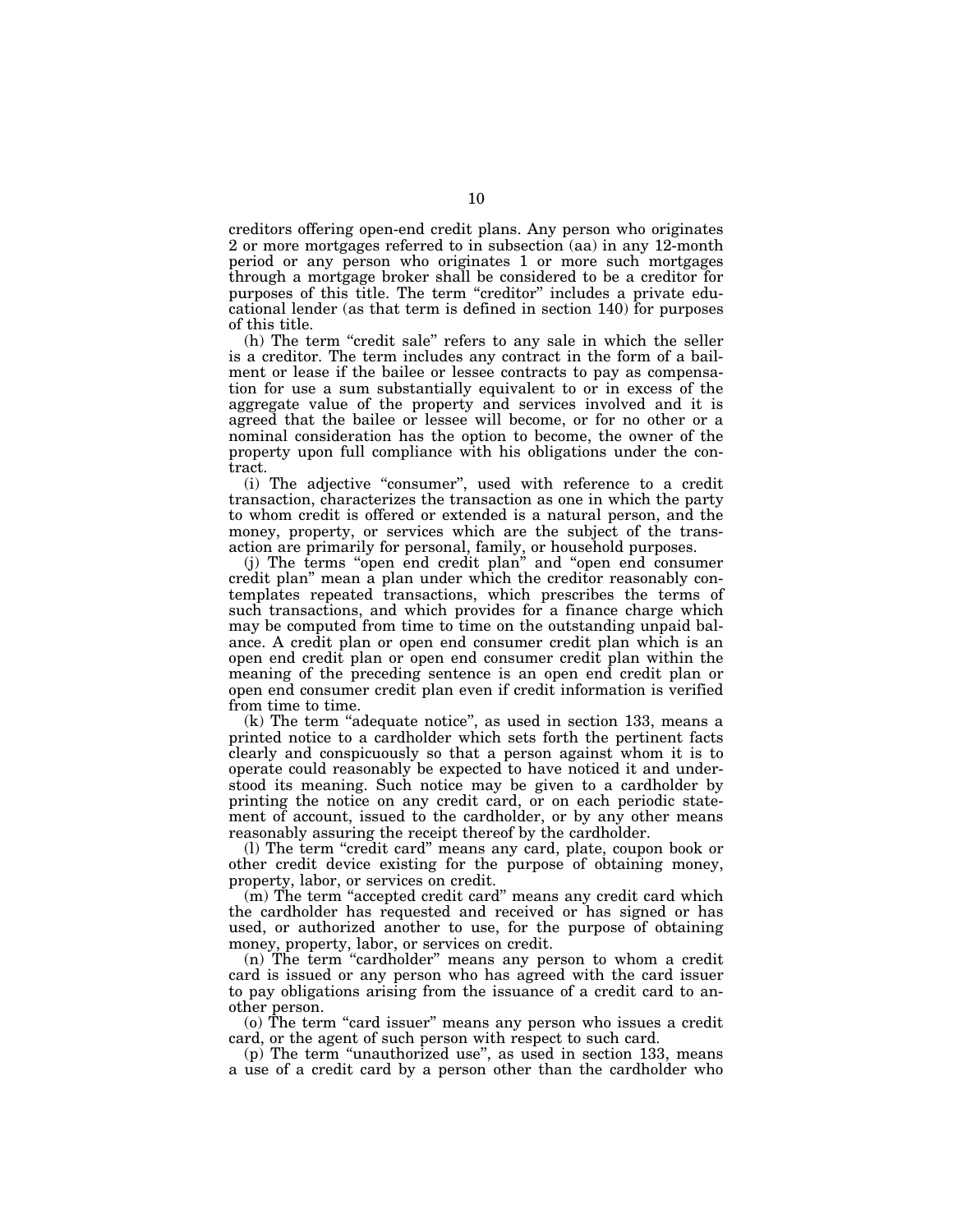creditors offering open-end credit plans. Any person who originates 2 or more mortgages referred to in subsection (aa) in any 12-month period or any person who originates 1 or more such mortgages through a mortgage broker shall be considered to be a creditor for purposes of this title. The term "creditor" includes a private educational lender (as that term is defined in section 140) for purposes of this title.

(h) The term "credit sale" refers to any sale in which the seller is a creditor. The term includes any contract in the form of a bailment or lease if the bailee or lessee contracts to pay as compensation for use a sum substantially equivalent to or in excess of the aggregate value of the property and services involved and it is agreed that the bailee or lessee will become, or for no other or a nominal consideration has the option to become, the owner of the property upon full compliance with his obligations under the contract.

(i) The adjective "consumer", used with reference to a credit transaction, characterizes the transaction as one in which the party to whom credit is offered or extended is a natural person, and the money, property, or services which are the subject of the transaction are primarily for personal, family, or household purposes.

(j) The terms "open end credit plan" and "open end consumer credit plan" mean a plan under which the creditor reasonably contemplates repeated transactions, which prescribes the terms of such transactions, and which provides for a finance charge which may be computed from time to time on the outstanding unpaid balance. A credit plan or open end consumer credit plan which is an open end credit plan or open end consumer credit plan within the meaning of the preceding sentence is an open end credit plan or open end consumer credit plan even if credit information is verified from time to time.

(k) The term "adequate notice", as used in section 133, means a printed notice to a cardholder which sets forth the pertinent facts clearly and conspicuously so that a person against whom it is to operate could reasonably be expected to have noticed it and understood its meaning. Such notice may be given to a cardholder by printing the notice on any credit card, or on each periodic statement of account, issued to the cardholder, or by any other means reasonably assuring the receipt thereof by the cardholder.

(l) The term "credit card" means any card, plate, coupon book or other credit device existing for the purpose of obtaining money, property, labor, or services on credit.

(m) The term "accepted credit card" means any credit card which the cardholder has requested and received or has signed or has used, or authorized another to use, for the purpose of obtaining money, property, labor, or services on credit.

(n) The term "cardholder" means any person to whom a credit card is issued or any person who has agreed with the card issuer to pay obligations arising from the issuance of a credit card to another person.

(o) The term "card issuer" means any person who issues a credit card, or the agent of such person with respect to such card.

(p) The term "unauthorized use", as used in section 133, means a use of a credit card by a person other than the cardholder who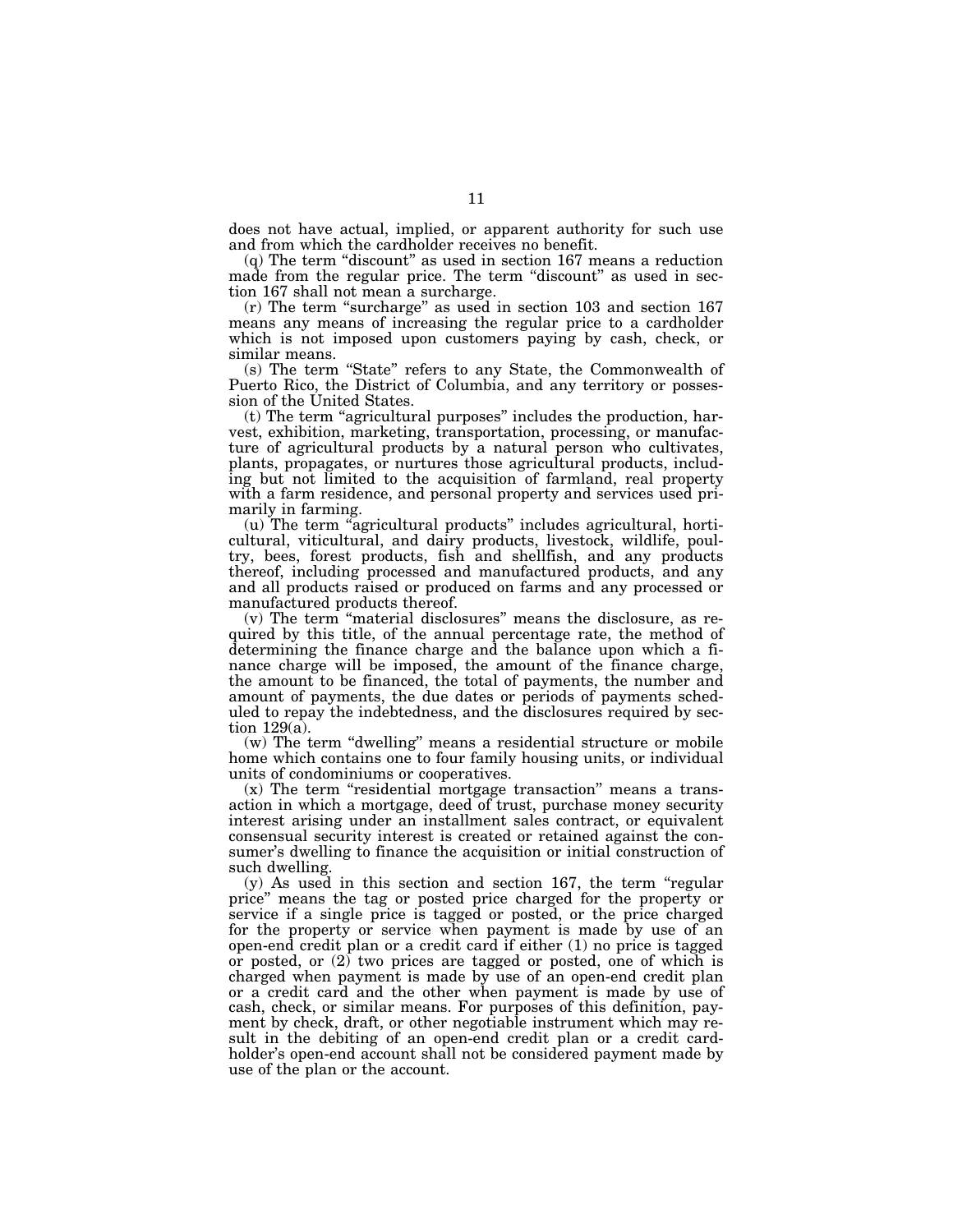does not have actual, implied, or apparent authority for such use and from which the cardholder receives no benefit.

(q) The term "discount" as used in section 167 means a reduction made from the regular price. The term "discount" as used in section 167 shall not mean a surcharge.

(r) The term "surcharge" as used in section 103 and section 167 means any means of increasing the regular price to a cardholder which is not imposed upon customers paying by cash, check, or similar means.

(s) The term "State" refers to any State, the Commonwealth of Puerto Rico, the District of Columbia, and any territory or possession of the United States.

(t) The term "agricultural purposes" includes the production, harvest, exhibition, marketing, transportation, processing, or manufacture of agricultural products by a natural person who cultivates, plants, propagates, or nurtures those agricultural products, including but not limited to the acquisition of farmland, real property with a farm residence, and personal property and services used primarily in farming.

(u) The term "agricultural products" includes agricultural, horticultural, viticultural, and dairy products, livestock, wildlife, poultry, bees, forest products, fish and shellfish, and any products thereof, including processed and manufactured products, and any and all products raised or produced on farms and any processed or manufactured products thereof.

(v) The term "material disclosures" means the disclosure, as required by this title, of the annual percentage rate, the method of determining the finance charge and the balance upon which a finance charge will be imposed, the amount of the finance charge, the amount to be financed, the total of payments, the number and amount of payments, the due dates or periods of payments scheduled to repay the indebtedness, and the disclosures required by section 129(a).

(w) The term "dwelling" means a residential structure or mobile home which contains one to four family housing units, or individual units of condominiums or cooperatives.

(x) The term "residential mortgage transaction" means a transaction in which a mortgage, deed of trust, purchase money security interest arising under an installment sales contract, or equivalent consensual security interest is created or retained against the consumer's dwelling to finance the acquisition or initial construction of such dwelling.

(y) As used in this section and section 167, the term "regular price" means the tag or posted price charged for the property or service if a single price is tagged or posted, or the price charged for the property or service when payment is made by use of an open-end credit plan or a credit card if either (1) no price is tagged or posted, or (2) two prices are tagged or posted, one of which is charged when payment is made by use of an open-end credit plan or a credit card and the other when payment is made by use of cash, check, or similar means. For purposes of this definition, payment by check, draft, or other negotiable instrument which may result in the debiting of an open-end credit plan or a credit cardholder's open-end account shall not be considered payment made by use of the plan or the account.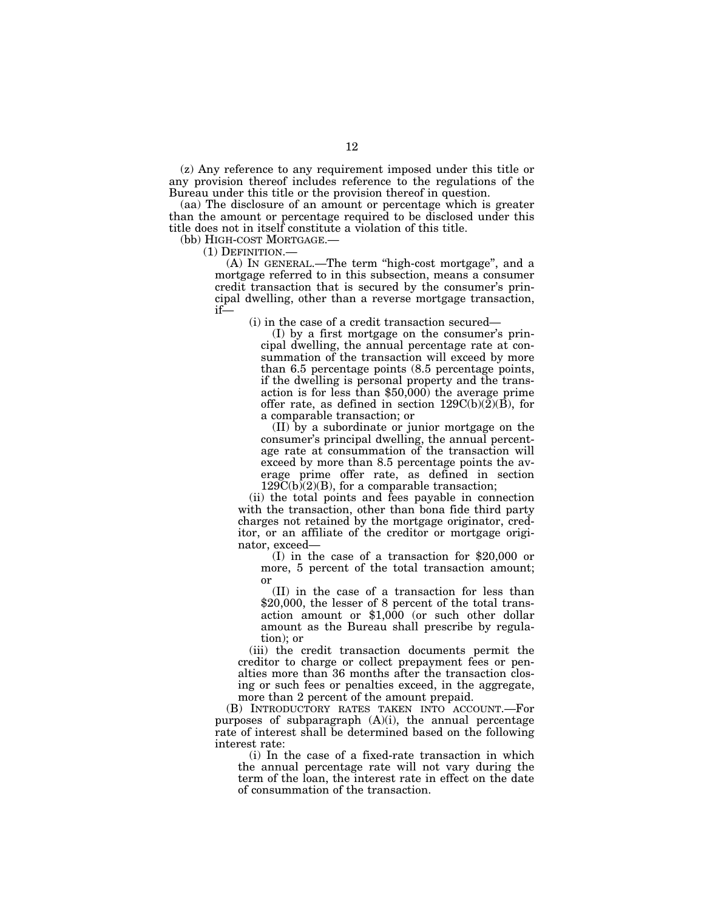(z) Any reference to any requirement imposed under this title or any provision thereof includes reference to the regulations of the Bureau under this title or the provision thereof in question.

(aa) The disclosure of an amount or percentage which is greater than the amount or percentage required to be disclosed under this title does not in itself constitute a violation of this title.

(bb) HIGH-COST MORTGAGE.—

(1) DEFINITION.—

(A) IN GENERAL.—The term "high-cost mortgage", and a mortgage referred to in this subsection, means a consumer credit transaction that is secured by the consumer's principal dwelling, other than a reverse mortgage transaction, if—

(i) in the case of a credit transaction secured—

(I) by a first mortgage on the consumer's principal dwelling, the annual percentage rate at consummation of the transaction will exceed by more than 6.5 percentage points (8.5 percentage points, if the dwelling is personal property and the transaction is for less than $50,000) the average prime offer rate, as defined in section 129C(b)(2)(B), for a comparable transaction; or

(II) by a subordinate or junior mortgage on the consumer's principal dwelling, the annual percentage rate at consummation of the transaction will exceed by more than 8.5 percentage points the average prime offer rate, as defined in section 129C(b)(2)(B), for a comparable transaction;

(ii) the total points and fees payable in connection with the transaction, other than bona fide third party charges not retained by the mortgage originator, creditor, or an affiliate of the creditor or mortgage originator, exceed—

(I) in the case of a transaction for $20,000 or more, 5 percent of the total transaction amount; or

(II) in the case of a transaction for less than $20,000, the lesser of 8 percent of the total transaction amount or $1,000 (or such other dollar amount as the Bureau shall prescribe by regulation); or

(iii) the credit transaction documents permit the creditor to charge or collect prepayment fees or penalties more than 36 months after the transaction closing or such fees or penalties exceed, in the aggregate, more than 2 percent of the amount prepaid.

(B) INTRODUCTORY RATES TAKEN INTO ACCOUNT.—For purposes of subparagraph (A)(i), the annual percentage rate of interest shall be determined based on the following interest rate:

(i) In the case of a fixed-rate transaction in which the annual percentage rate will not vary during the term of the loan, the interest rate in effect on the date of consummation of the transaction.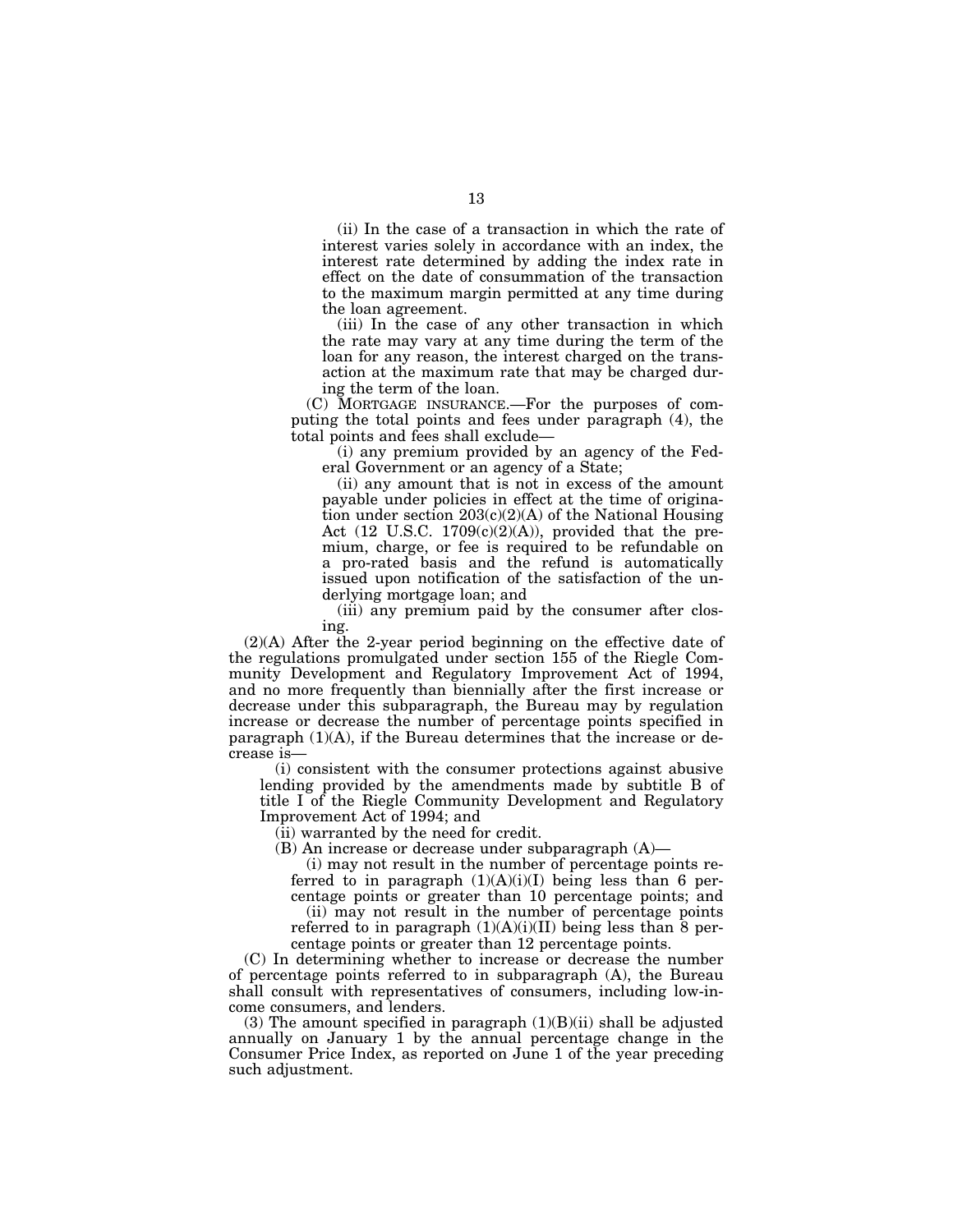(ii) In the case of a transaction in which the rate of interest varies solely in accordance with an index, the interest rate determined by adding the index rate in effect on the date of consummation of the transaction to the maximum margin permitted at any time during the loan agreement.

(iii) In the case of any other transaction in which the rate may vary at any time during the term of the loan for any reason, the interest charged on the transaction at the maximum rate that may be charged during the term of the loan.

(C) MORTGAGE INSURANCE.—For the purposes of computing the total points and fees under paragraph (4), the total points and fees shall exclude—

(i) any premium provided by an agency of the Federal Government or an agency of a State;

(ii) any amount that is not in excess of the amount payable under policies in effect at the time of origination under section 203(c)(2)(A) of the National Housing Act (12 U.S.C. 1709(c)(2)(A)), provided that the premium, charge, or fee is required to be refundable on a pro-rated basis and the refund is automatically issued upon notification of the satisfaction of the underlying mortgage loan; and

(iii) any premium paid by the consumer after closing.

(2)(A) After the 2-year period beginning on the effective date of the regulations promulgated under section 155 of the Riegle Community Development and Regulatory Improvement Act of 1994, and no more frequently than biennially after the first increase or decrease under this subparagraph, the Bureau may by regulation increase or decrease the number of percentage points specified in paragraph (1)(A), if the Bureau determines that the increase or decrease is—

(i) consistent with the consumer protections against abusive lending provided by the amendments made by subtitle B of title I of the Riegle Community Development and Regulatory Improvement Act of 1994; and

(ii) warranted by the need for credit.

(B) An increase or decrease under subparagraph (A)—

(i) may not result in the number of percentage points referred to in paragraph (1)(A)(i)(I) being less than 6 percentage points or greater than 10 percentage points; and

(ii) may not result in the number of percentage points referred to in paragraph (1)(A)(i)(II) being less than 8 percentage points or greater than 12 percentage points.

(C) In determining whether to increase or decrease the number of percentage points referred to in subparagraph (A), the Bureau shall consult with representatives of consumers, including low-income consumers, and lenders.

(3) The amount specified in paragraph (1)(B)(ii) shall be adjusted annually on January 1 by the annual percentage change in the Consumer Price Index, as reported on June 1 of the year preceding such adjustment.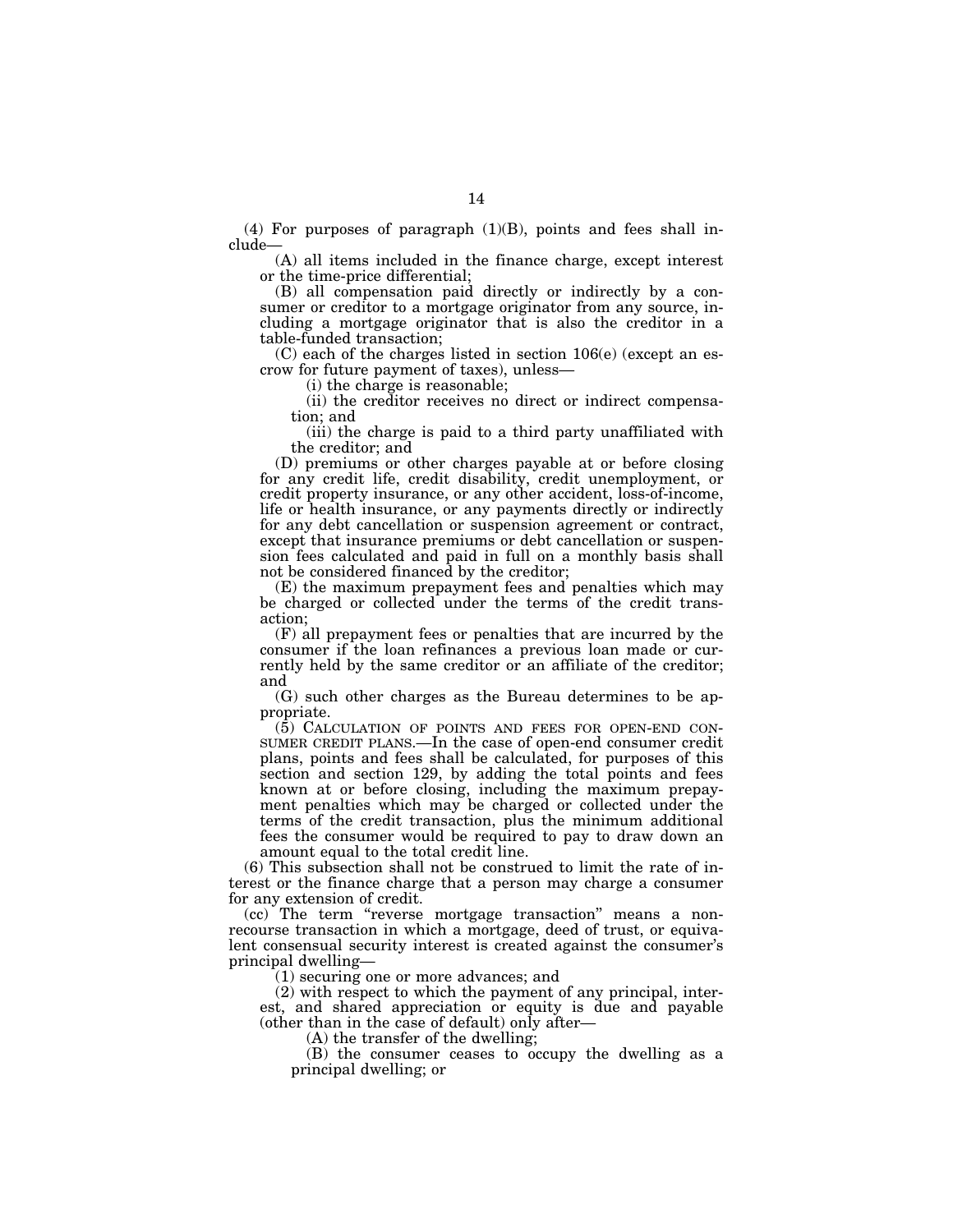(4) For purposes of paragraph (1)(B), points and fees shall include—

(A) all items included in the finance charge, except interest or the time-price differential;

(B) all compensation paid directly or indirectly by a consumer or creditor to a mortgage originator from any source, including a mortgage originator that is also the creditor in a table-funded transaction;

(C) each of the charges listed in section 106(e) (except an escrow for future payment of taxes), unless—

(i) the charge is reasonable;

(ii) the creditor receives no direct or indirect compensation; and

(iii) the charge is paid to a third party unaffiliated with the creditor; and

(D) premiums or other charges payable at or before closing for any credit life, credit disability, credit unemployment, or credit property insurance, or any other accident, loss-of-income, life or health insurance, or any payments directly or indirectly for any debt cancellation or suspension agreement or contract, except that insurance premiums or debt cancellation or suspension fees calculated and paid in full on a monthly basis shall not be considered financed by the creditor;

(E) the maximum prepayment fees and penalties which may be charged or collected under the terms of the credit transaction;

(F) all prepayment fees or penalties that are incurred by the consumer if the loan refinances a previous loan made or currently held by the same creditor or an affiliate of the creditor; and

(G) such other charges as the Bureau determines to be appropriate.

(5) CALCULATION OF POINTS AND FEES FOR OPEN-END CONSUMER CREDIT PLANS.—In the case of open-end consumer credit plans, points and fees shall be calculated, for purposes of this section and section 129, by adding the total points and fees known at or before closing, including the maximum prepayment penalties which may be charged or collected under the terms of the credit transaction, plus the minimum additional fees the consumer would be required to pay to draw down an amount equal to the total credit line.

(6) This subsection shall not be construed to limit the rate of interest or the finance charge that a person may charge a consumer for any extension of credit.

(cc) The term "reverse mortgage transaction" means a nonrecourse transaction in which a mortgage, deed of trust, or equivalent consensual security interest is created against the consumer's principal dwelling—

(1) securing one or more advances; and

(2) with respect to which the payment of any principal, interest, and shared appreciation or equity is due and payable (other than in the case of default) only after—

(A) the transfer of the dwelling;

(B) the consumer ceases to occupy the dwelling as a principal dwelling; or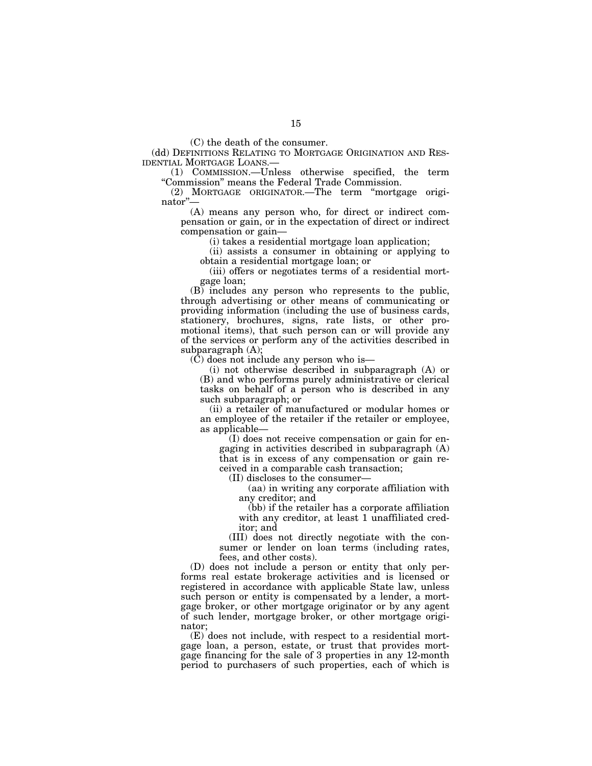(C) the death of the consumer.

(dd) DEFINITIONS RELATING TO MORTGAGE ORIGINATION AND RESIDENTIAL MORTGAGE LOANS.—

(1) COMMISSION.—Unless otherwise specified, the term "Commission" means the Federal Trade Commission.

(2) MORTGAGE ORIGINATOR.—The term "mortgage originator"—

(A) means any person who, for direct or indirect compensation or gain, or in the expectation of direct or indirect compensation or gain—

(i) takes a residential mortgage loan application;

(ii) assists a consumer in obtaining or applying to obtain a residential mortgage loan; or

(iii) offers or negotiates terms of a residential mortgage loan;

(B) includes any person who represents to the public, through advertising or other means of communicating or providing information (including the use of business cards, stationery, brochures, signs, rate lists, or other promotional items), that such person can or will provide any of the services or perform any of the activities described in subparagraph (A);

(C) does not include any person who is—

(i) not otherwise described in subparagraph (A) or (B) and who performs purely administrative or clerical tasks on behalf of a person who is described in any such subparagraph; or

(ii) a retailer of manufactured or modular homes or an employee of the retailer if the retailer or employee, as applicable—

(I) does not receive compensation or gain for engaging in activities described in subparagraph (A) that is in excess of any compensation or gain received in a comparable cash transaction;

(II) discloses to the consumer—

(aa) in writing any corporate affiliation with any creditor; and

(bb) if the retailer has a corporate affiliation with any creditor, at least 1 unaffiliated creditor; and

(III) does not directly negotiate with the consumer or lender on loan terms (including rates, fees, and other costs).

(D) does not include a person or entity that only performs real estate brokerage activities and is licensed or registered in accordance with applicable State law, unless such person or entity is compensated by a lender, a mortgage broker, or other mortgage originator or by any agent of such lender, mortgage broker, or other mortgage originator;

(E) does not include, with respect to a residential mortgage loan, a person, estate, or trust that provides mortgage financing for the sale of 3 properties in any 12-month period to purchasers of such properties, each of which is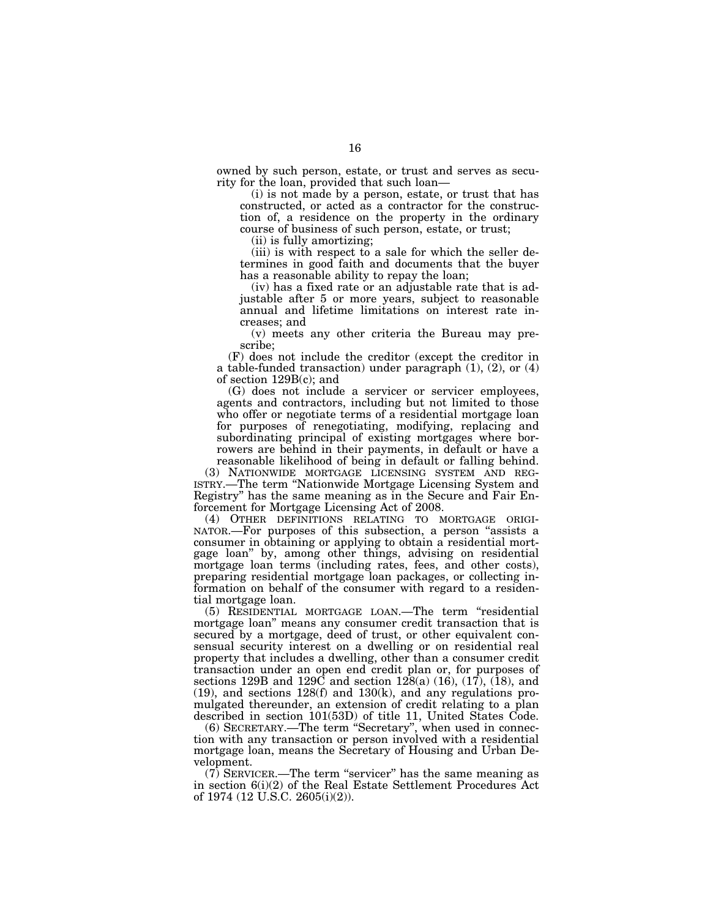owned by such person, estate, or trust and serves as security for the loan, provided that such loan—

(i) is not made by a person, estate, or trust that has constructed, or acted as a contractor for the construction of, a residence on the property in the ordinary course of business of such person, estate, or trust;

(ii) is fully amortizing;

(iii) is with respect to a sale for which the seller determines in good faith and documents that the buyer has a reasonable ability to repay the loan;

(iv) has a fixed rate or an adjustable rate that is adjustable after 5 or more years, subject to reasonable annual and lifetime limitations on interest rate increases; and

(v) meets any other criteria the Bureau may prescribe;

(F) does not include the creditor (except the creditor in a table-funded transaction) under paragraph (1), (2), or (4) of section 129B(c); and

(G) does not include a servicer or servicer employees, agents and contractors, including but not limited to those who offer or negotiate terms of a residential mortgage loan for purposes of renegotiating, modifying, replacing and subordinating principal of existing mortgages where borrowers are behind in their payments, in default or have a reasonable likelihood of being in default or falling behind.

(3) NATIONWIDE MORTGAGE LICENSING SYSTEM AND REGISTRY.—The term "Nationwide Mortgage Licensing System and Registry" has the same meaning as in the Secure and Fair Enforcement for Mortgage Licensing Act of 2008.

(4) OTHER DEFINITIONS RELATING TO MORTGAGE ORIGINATOR.—For purposes of this subsection, a person "assists a consumer in obtaining or applying to obtain a residential mortgage loan" by, among other things, advising on residential mortgage loan terms (including rates, fees, and other costs), preparing residential mortgage loan packages, or collecting information on behalf of the consumer with regard to a residential mortgage loan.

(5) RESIDENTIAL MORTGAGE LOAN.—The term "residential mortgage loan" means any consumer credit transaction that is secured by a mortgage, deed of trust, or other equivalent consensual security interest on a dwelling or on residential real property that includes a dwelling, other than a consumer credit transaction under an open end credit plan or, for purposes of sections 129B and 129C and section 128(a) (16), (17), (18), and (19), and sections 128(f) and 130(k), and any regulations promulgated thereunder, an extension of credit relating to a plan described in section 101(53D) of title 11, United States Code.

(6) SECRETARY.—The term "Secretary", when used in connection with any transaction or person involved with a residential mortgage loan, means the Secretary of Housing and Urban Development.

(7) SERVICER.—The term "servicer" has the same meaning as in section 6(i)(2) of the Real Estate Settlement Procedures Act of 1974 (12 U.S.C. 2605(i)(2)).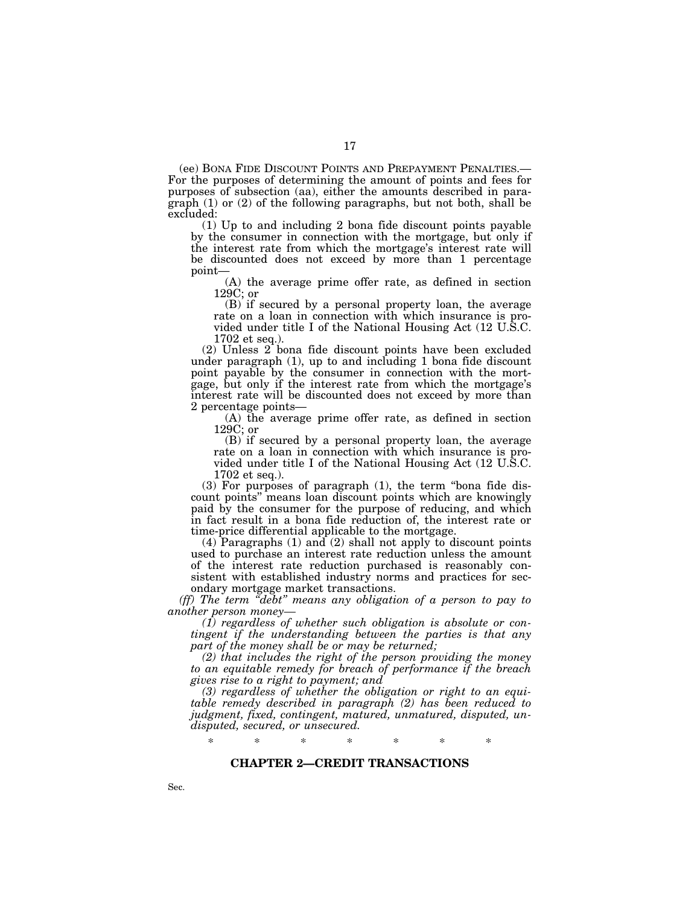(ee) BONA FIDE DISCOUNT POINTS AND PREPAYMENT PENALTIES.—For the purposes of determining the amount of points and fees for purposes of subsection (aa), either the amounts described in paragraph (1) or (2) of the following paragraphs, but not both, shall be excluded:

(1) Up to and including 2 bona fide discount points payable by the consumer in connection with the mortgage, but only if the interest rate from which the mortgage's interest rate will be discounted does not exceed by more than 1 percentage point—

(A) the average prime offer rate, as defined in section 129C; or

(B) if secured by a personal property loan, the average rate on a loan in connection with which insurance is provided under title I of the National Housing Act (12 U.S.C. 1702 et seq.).

(2) Unless 2 bona fide discount points have been excluded under paragraph (1), up to and including 1 bona fide discount point payable by the consumer in connection with the mortgage, but only if the interest rate from which the mortgage's interest rate will be discounted does not exceed by more than 2 percentage points—

(A) the average prime offer rate, as defined in section 129C; or

(B) if secured by a personal property loan, the average rate on a loan in connection with which insurance is provided under title I of the National Housing Act (12 U.S.C. 1702 et seq.).

(3) For purposes of paragraph (1), the term "bona fide discount points" means loan discount points which are knowingly paid by the consumer for the purpose of reducing, and which in fact result in a bona fide reduction of, the interest rate or time-price differential applicable to the mortgage.

(4) Paragraphs (1) and (2) shall not apply to discount points used to purchase an interest rate reduction unless the amount of the interest rate reduction purchased is reasonably consistent with established industry norms and practices for secondary mortgage market transactions.

*(ff) The term "debt" means any obligation of a person to pay to another person money—*

*(1) regardless of whether such obligation is absolute or contingent if the understanding between the parties is that any part of the money shall be or may be returned;*

*(2) that includes the right of the person providing the money to an equitable remedy for breach of performance if the breach gives rise to a right to payment; and*

*(3) regardless of whether the obligation or right to an equitable remedy described in paragraph (2) has been reduced to judgment, fixed, contingent, matured, unmatured, disputed, undisputed, secured, or unsecured.*

\* \* \* \* \* \* \*

## CHAPTER 2—CREDIT TRANSACTIONS

Sec.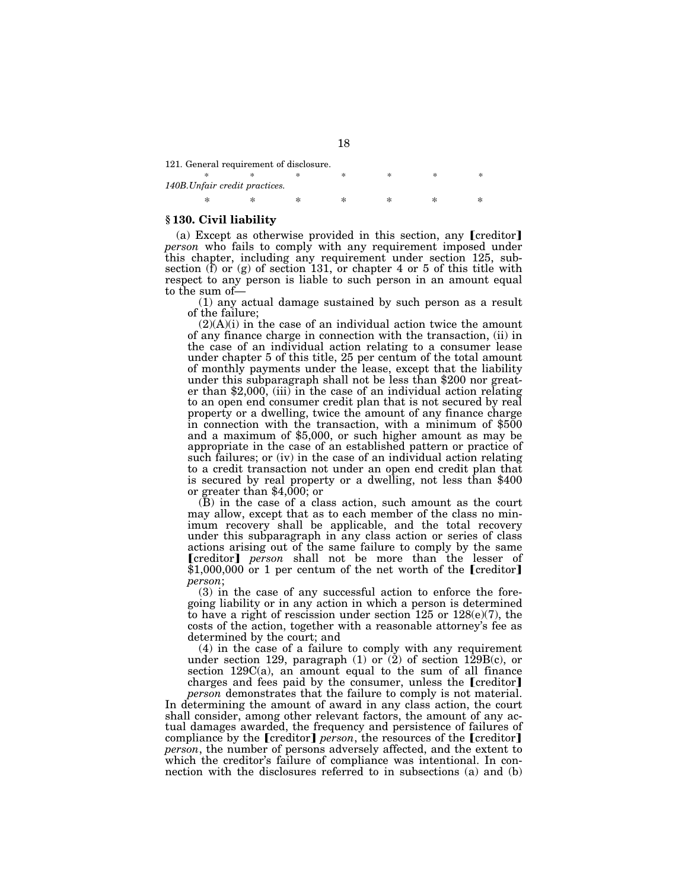121. General requirement of disclosure.

\* \* \* \* \* \* \*

*140B.Unfair credit practices.*

\* \* \* \* \* \* \*

### § 130. Civil liability

(a) Except as otherwise provided in this section, any ⟦creditor⟧ *person* who fails to comply with any requirement imposed under this chapter, including any requirement under section 125, subsection (f) or (g) of section 131, or chapter 4 or 5 of this title with respect to any person is liable to such person in an amount equal to the sum of—

(1) any actual damage sustained by such person as a result of the failure;

(2)(A)(i) in the case of an individual action twice the amount of any finance charge in connection with the transaction, (ii) in the case of an individual action relating to a consumer lease under chapter 5 of this title, 25 per centum of the total amount of monthly payments under the lease, except that the liability under this subparagraph shall not be less than $200 nor greater than $2,000, (iii) in the case of an individual action relating to an open end consumer credit plan that is not secured by real property or a dwelling, twice the amount of any finance charge in connection with the transaction, with a minimum of $500 and a maximum of $5,000, or such higher amount as may be appropriate in the case of an established pattern or practice of such failures; or (iv) in the case of an individual action relating to a credit transaction not under an open end credit plan that is secured by real property or a dwelling, not less than $400 or greater than $4,000; or

(B) in the case of a class action, such amount as the court may allow, except that as to each member of the class no minimum recovery shall be applicable, and the total recovery under this subparagraph in any class action or series of class actions arising out of the same failure to comply by the same ⟦creditor⟧ *person* shall not be more than the lesser of $1,000,000 or 1 per centum of the net worth of the ⟦creditor⟧ *person*;

(3) in the case of any successful action to enforce the foregoing liability or in any action in which a person is determined to have a right of rescission under section 125 or 128(e)(7), the costs of the action, together with a reasonable attorney's fee as determined by the court; and

(4) in the case of a failure to comply with any requirement under section 129, paragraph (1) or (2) of section 129B(c), or section 129C(a), an amount equal to the sum of all finance charges and fees paid by the consumer, unless the ⟦creditor⟧ *person* demonstrates that the failure to comply is not material.

In determining the amount of award in any class action, the court shall consider, among other relevant factors, the amount of any actual damages awarded, the frequency and persistence of failures of compliance by the ⟦creditor⟧ *person*, the resources of the ⟦creditor⟧ *person*, the number of persons adversely affected, and the extent to which the creditor's failure of compliance was intentional. In connection with the disclosures referred to in subsections (a) and (b)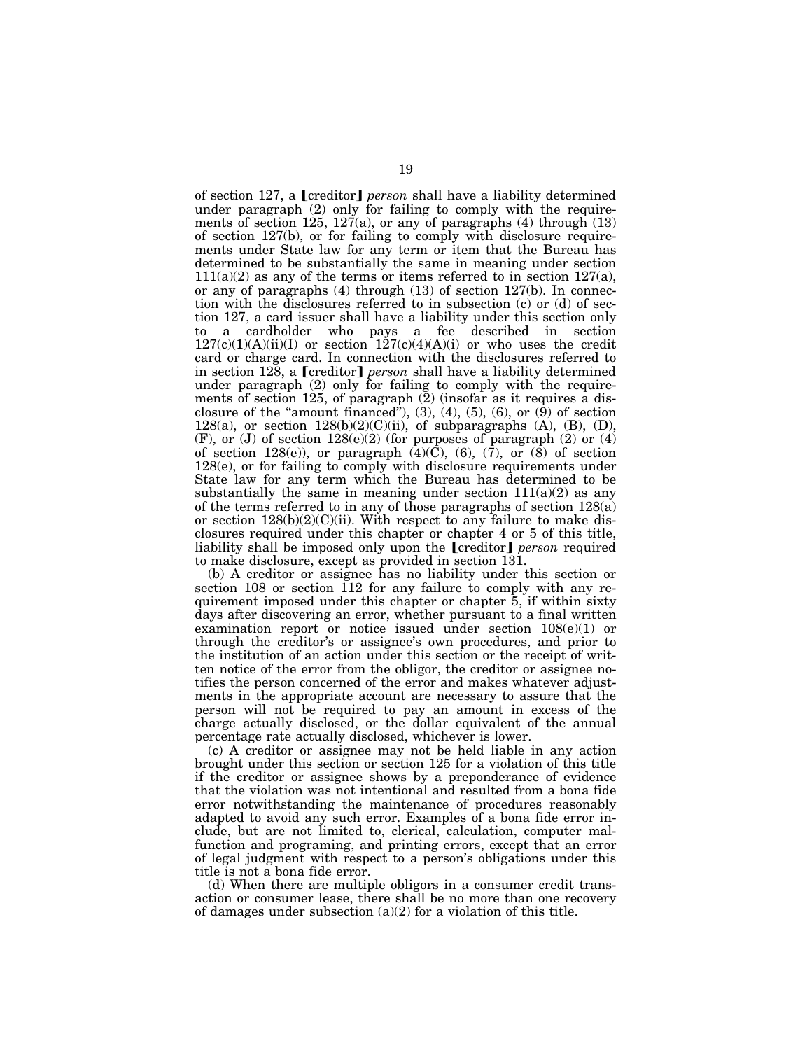of section 127, a ⟦creditor⟧ *person* shall have a liability determined under paragraph (2) only for failing to comply with the requirements of section 125, 127(a), or any of paragraphs (4) through (13) of section 127(b), or for failing to comply with disclosure requirements under State law for any term or item that the Bureau has determined to be substantially the same in meaning under section 111(a)(2) as any of the terms or items referred to in section 127(a), or any of paragraphs (4) through (13) of section 127(b). In connection with the disclosures referred to in subsection (c) or (d) of section 127, a card issuer shall have a liability under this section only to a cardholder who pays a fee described in section 127(c)(1)(A)(ii)(I) or section 127(c)(4)(A)(i) or who uses the credit card or charge card. In connection with the disclosures referred to in section 128, a ⟦creditor⟧ *person* shall have a liability determined under paragraph (2) only for failing to comply with the requirements of section 125, of paragraph (2) (insofar as it requires a disclosure of the "amount financed"), (3), (4), (5), (6), or (9) of section 128(a), or section 128(b)(2)(C)(ii), of subparagraphs (A), (B), (D), (F), or (J) of section 128(e)(2) (for purposes of paragraph (2) or (4) of section 128(e)), or paragraph (4)(C), (6), (7), or (8) of section 128(e), or for failing to comply with disclosure requirements under State law for any term which the Bureau has determined to be substantially the same in meaning under section 111(a)(2) as any of the terms referred to in any of those paragraphs of section 128(a) or section 128(b)(2)(C)(ii). With respect to any failure to make disclosures required under this chapter or chapter 4 or 5 of this title, liability shall be imposed only upon the ⟦creditor⟧ *person* required to make disclosure, except as provided in section 131.

(b) A creditor or assignee has no liability under this section or section 108 or section 112 for any failure to comply with any requirement imposed under this chapter or chapter 5, if within sixty days after discovering an error, whether pursuant to a final written examination report or notice issued under section 108(e)(1) or through the creditor's or assignee's own procedures, and prior to the institution of an action under this section or the receipt of written notice of the error from the obligor, the creditor or assignee notifies the person concerned of the error and makes whatever adjustments in the appropriate account are necessary to assure that the person will not be required to pay an amount in excess of the charge actually disclosed, or the dollar equivalent of the annual percentage rate actually disclosed, whichever is lower.

(c) A creditor or assignee may not be held liable in any action brought under this section or section 125 for a violation of this title if the creditor or assignee shows by a preponderance of evidence that the violation was not intentional and resulted from a bona fide error notwithstanding the maintenance of procedures reasonably adapted to avoid any such error. Examples of a bona fide error include, but are not limited to, clerical, calculation, computer malfunction and programing, and printing errors, except that an error of legal judgment with respect to a person's obligations under this title is not a bona fide error.

(d) When there are multiple obligors in a consumer credit transaction or consumer lease, there shall be no more than one recovery of damages under subsection (a)(2) for a violation of this title.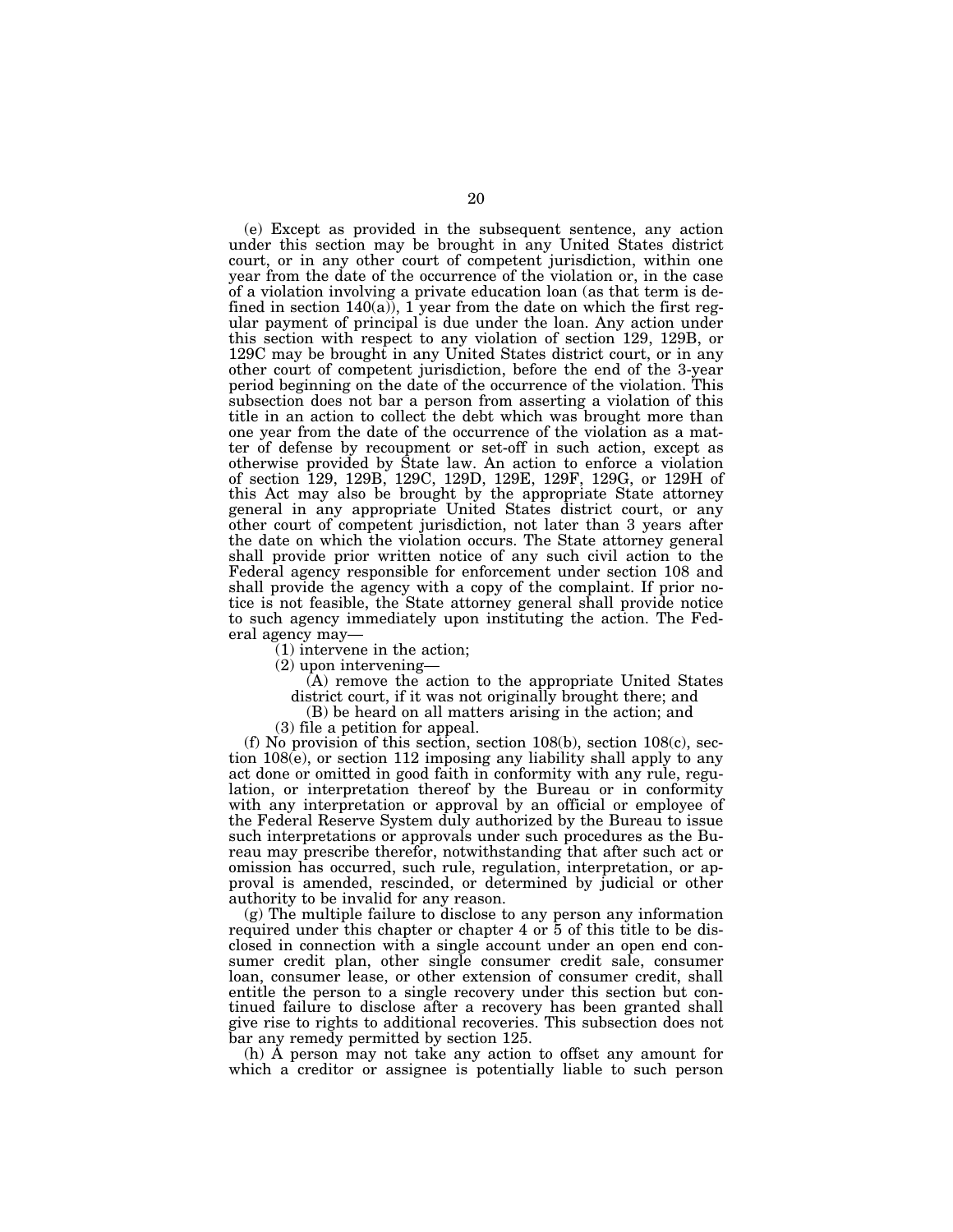(e) Except as provided in the subsequent sentence, any action under this section may be brought in any United States district court, or in any other court of competent jurisdiction, within one year from the date of the occurrence of the violation or, in the case of a violation involving a private education loan (as that term is defined in section 140(a)), 1 year from the date on which the first regular payment of principal is due under the loan. Any action under this section with respect to any violation of section 129, 129B, or 129C may be brought in any United States district court, or in any other court of competent jurisdiction, before the end of the 3-year period beginning on the date of the occurrence of the violation. This subsection does not bar a person from asserting a violation of this title in an action to collect the debt which was brought more than one year from the date of the occurrence of the violation as a matter of defense by recoupment or set-off in such action, except as otherwise provided by State law. An action to enforce a violation of section 129, 129B, 129C, 129D, 129E, 129F, 129G, or 129H of this Act may also be brought by the appropriate State attorney general in any appropriate United States district court, or any other court of competent jurisdiction, not later than 3 years after the date on which the violation occurs. The State attorney general shall provide prior written notice of any such civil action to the Federal agency responsible for enforcement under section 108 and shall provide the agency with a copy of the complaint. If prior notice is not feasible, the State attorney general shall provide notice to such agency immediately upon instituting the action. The Federal agency may—

(1) intervene in the action;

(2) upon intervening—

(A) remove the action to the appropriate United States district court, if it was not originally brought there; and

(B) be heard on all matters arising in the action; and

(3) file a petition for appeal.

(f) No provision of this section, section 108(b), section 108(c), section 108(e), or section 112 imposing any liability shall apply to any act done or omitted in good faith in conformity with any rule, regulation, or interpretation thereof by the Bureau or in conformity with any interpretation or approval by an official or employee of the Federal Reserve System duly authorized by the Bureau to issue such interpretations or approvals under such procedures as the Bureau may prescribe therefor, notwithstanding that after such act or omission has occurred, such rule, regulation, interpretation, or approval is amended, rescinded, or determined by judicial or other authority to be invalid for any reason.

(g) The multiple failure to disclose to any person any information required under this chapter or chapter 4 or 5 of this title to be disclosed in connection with a single account under an open end consumer credit plan, other single consumer credit sale, consumer loan, consumer lease, or other extension of consumer credit, shall entitle the person to a single recovery under this section but continued failure to disclose after a recovery has been granted shall give rise to rights to additional recoveries. This subsection does not bar any remedy permitted by section 125.

(h) A person may not take any action to offset any amount for which a creditor or assignee is potentially liable to such person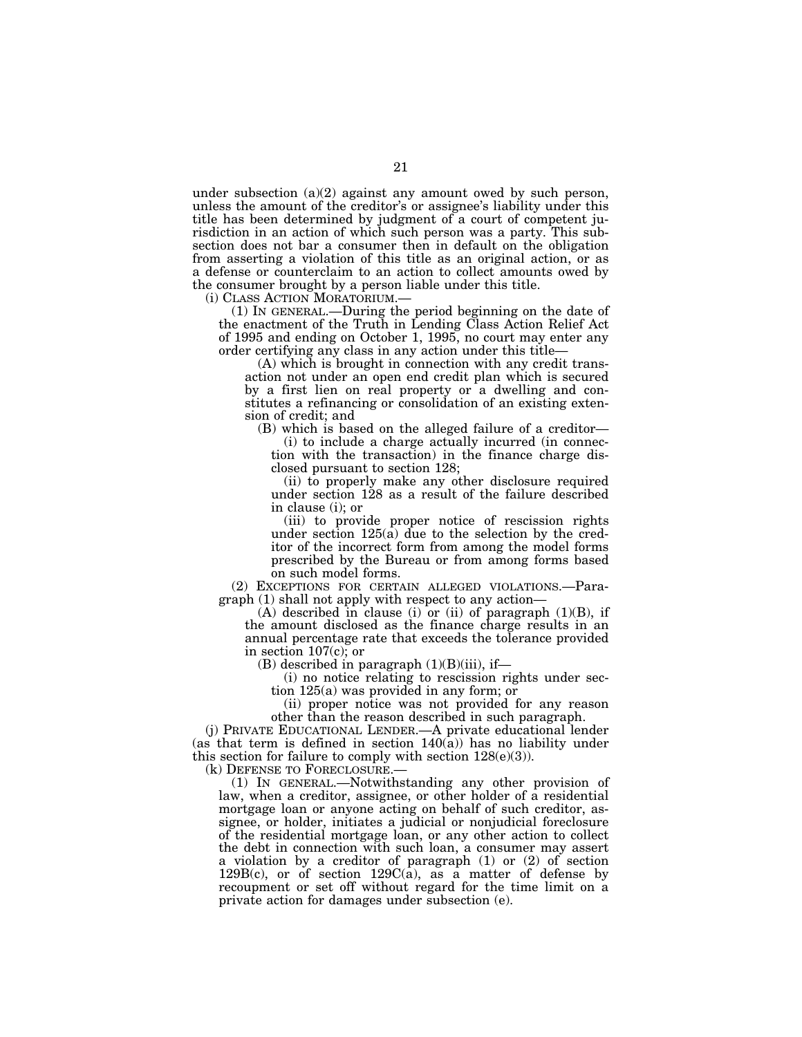under subsection (a)(2) against any amount owed by such person, unless the amount of the creditor's or assignee's liability under this title has been determined by judgment of a court of competent jurisdiction in an action of which such person was a party. This subsection does not bar a consumer then in default on the obligation from asserting a violation of this title as an original action, or as a defense or counterclaim to an action to collect amounts owed by the consumer brought by a person liable under this title.

(i) CLASS ACTION MORATORIUM.—

(1) IN GENERAL.—During the period beginning on the date of the enactment of the Truth in Lending Class Action Relief Act of 1995 and ending on October 1, 1995, no court may enter any order certifying any class in any action under this title—

(A) which is brought in connection with any credit transaction not under an open end credit plan which is secured by a first lien on real property or a dwelling and constitutes a refinancing or consolidation of an existing extension of credit; and

(B) which is based on the alleged failure of a creditor—

(i) to include a charge actually incurred (in connection with the transaction) in the finance charge disclosed pursuant to section 128;

(ii) to properly make any other disclosure required under section 128 as a result of the failure described in clause (i); or

(iii) to provide proper notice of rescission rights under section 125(a) due to the selection by the creditor of the incorrect form from among the model forms prescribed by the Bureau or from among forms based on such model forms.

(2) EXCEPTIONS FOR CERTAIN ALLEGED VIOLATIONS.—Paragraph (1) shall not apply with respect to any action—

(A) described in clause (i) or (ii) of paragraph (1)(B), if the amount disclosed as the finance charge results in an annual percentage rate that exceeds the tolerance provided in section 107(c); or

(B) described in paragraph (1)(B)(iii), if—

(i) no notice relating to rescission rights under section 125(a) was provided in any form; or

(ii) proper notice was not provided for any reason other than the reason described in such paragraph.

(j) PRIVATE EDUCATIONAL LENDER.—A private educational lender (as that term is defined in section 140(a)) has no liability under this section for failure to comply with section 128(e)(3)).

(k) DEFENSE TO FORECLOSURE.—

(1) IN GENERAL.—Notwithstanding any other provision of law, when a creditor, assignee, or other holder of a residential mortgage loan or anyone acting on behalf of such creditor, assignee, or holder, initiates a judicial or nonjudicial foreclosure of the residential mortgage loan, or any other action to collect the debt in connection with such loan, a consumer may assert a violation by a creditor of paragraph (1) or (2) of section 129B(c), or of section 129C(a), as a matter of defense by recoupment or set off without regard for the time limit on a private action for damages under subsection (e).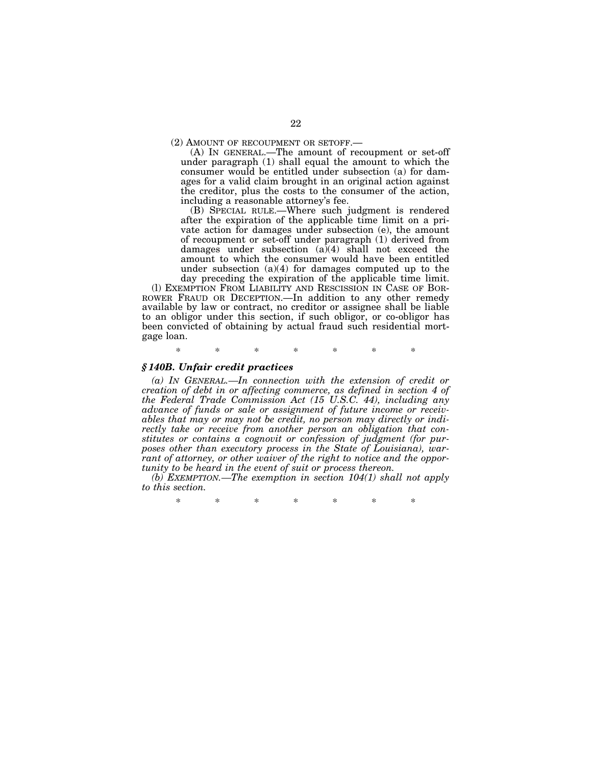(2) AMOUNT OF RECOUPMENT OR SETOFF.—

(A) IN GENERAL.—The amount of recoupment or set-off under paragraph (1) shall equal the amount to which the consumer would be entitled under subsection (a) for damages for a valid claim brought in an original action against the creditor, plus the costs to the consumer of the action, including a reasonable attorney's fee.

(B) SPECIAL RULE.—Where such judgment is rendered after the expiration of the applicable time limit on a private action for damages under subsection (e), the amount of recoupment or set-off under paragraph (1) derived from damages under subsection (a)(4) shall not exceed the amount to which the consumer would have been entitled under subsection (a)(4) for damages computed up to the day preceding the expiration of the applicable time limit.

(l) EXEMPTION FROM LIABILITY AND RESCISSION IN CASE OF BORROWER FRAUD OR DECEPTION.—In addition to any other remedy available by law or contract, no creditor or assignee shall be liable to an obligor under this section, if such obligor, or co-obligor has been convicted of obtaining by actual fraud such residential mortgage loan.

\* \* \* \* \* \* \*

### *§ 140B. Unfair credit practices*

*(a) IN GENERAL.—In connection with the extension of credit or creation of debt in or affecting commerce, as defined in section 4 of the Federal Trade Commission Act (15 U.S.C. 44), including any advance of funds or sale or assignment of future income or receivables that may or may not be credit, no person may directly or indirectly take or receive from another person an obligation that constitutes or contains a cognovit or confession of judgment (for purposes other than executory process in the State of Louisiana), warrant of attorney, or other waiver of the right to notice and the opportunity to be heard in the event of suit or process thereon.*

*(b) EXEMPTION.—The exemption in section 104(1) shall not apply to this section.*

\* \* \* \* \* \* \*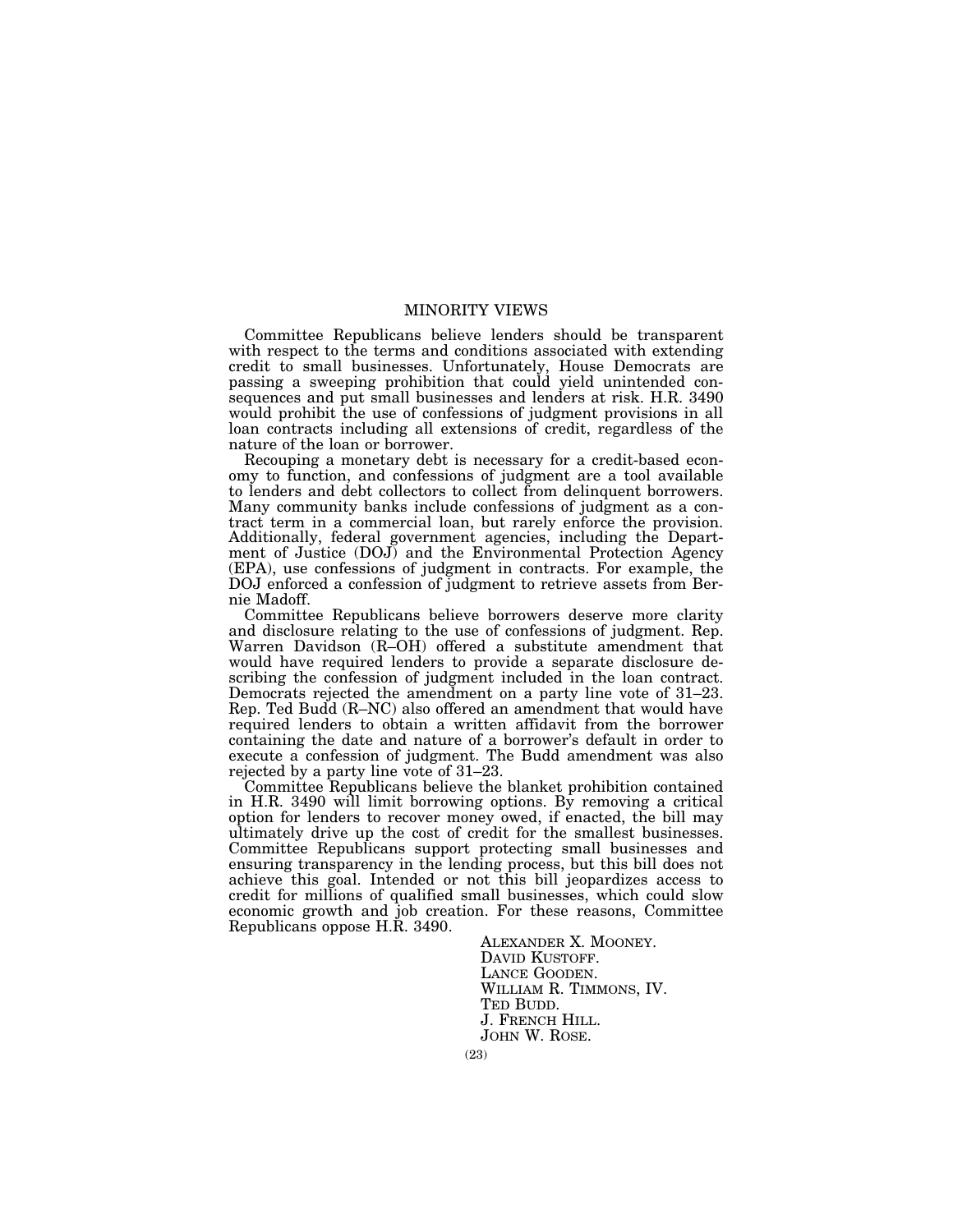# MINORITY VIEWS

Committee Republicans believe lenders should be transparent with respect to the terms and conditions associated with extending credit to small businesses. Unfortunately, House Democrats are passing a sweeping prohibition that could yield unintended consequences and put small businesses and lenders at risk. H.R. 3490 would prohibit the use of confessions of judgment provisions in all loan contracts including all extensions of credit, regardless of the nature of the loan or borrower.

Recouping a monetary debt is necessary for a credit-based economy to function, and confessions of judgment are a tool available to lenders and debt collectors to collect from delinquent borrowers. Many community banks include confessions of judgment as a contract term in a commercial loan, but rarely enforce the provision. Additionally, federal government agencies, including the Department of Justice (DOJ) and the Environmental Protection Agency (EPA), use confessions of judgment in contracts. For example, the DOJ enforced a confession of judgment to retrieve assets from Bernie Madoff.

Committee Republicans believe borrowers deserve more clarity and disclosure relating to the use of confessions of judgment. Rep. Warren Davidson (R–OH) offered a substitute amendment that would have required lenders to provide a separate disclosure describing the confession of judgment included in the loan contract. Democrats rejected the amendment on a party line vote of 31–23. Rep. Ted Budd (R–NC) also offered an amendment that would have required lenders to obtain a written affidavit from the borrower containing the date and nature of a borrower's default in order to execute a confession of judgment. The Budd amendment was also rejected by a party line vote of 31–23.

Committee Republicans believe the blanket prohibition contained in H.R. 3490 will limit borrowing options. By removing a critical option for lenders to recover money owed, if enacted, the bill may ultimately drive up the cost of credit for the smallest businesses. Committee Republicans support protecting small businesses and ensuring transparency in the lending process, but this bill does not achieve this goal. Intended or not this bill jeopardizes access to credit for millions of qualified small businesses, which could slow economic growth and job creation. For these reasons, Committee Republicans oppose H.R. 3490.

ALEXANDER X. MOONEY.
DAVID KUSTOFF.
LANCE GOODEN.
WILLIAM R. TIMMONS, IV.
TED BUDD.
J. FRENCH HILL.
JOHN W. ROSE.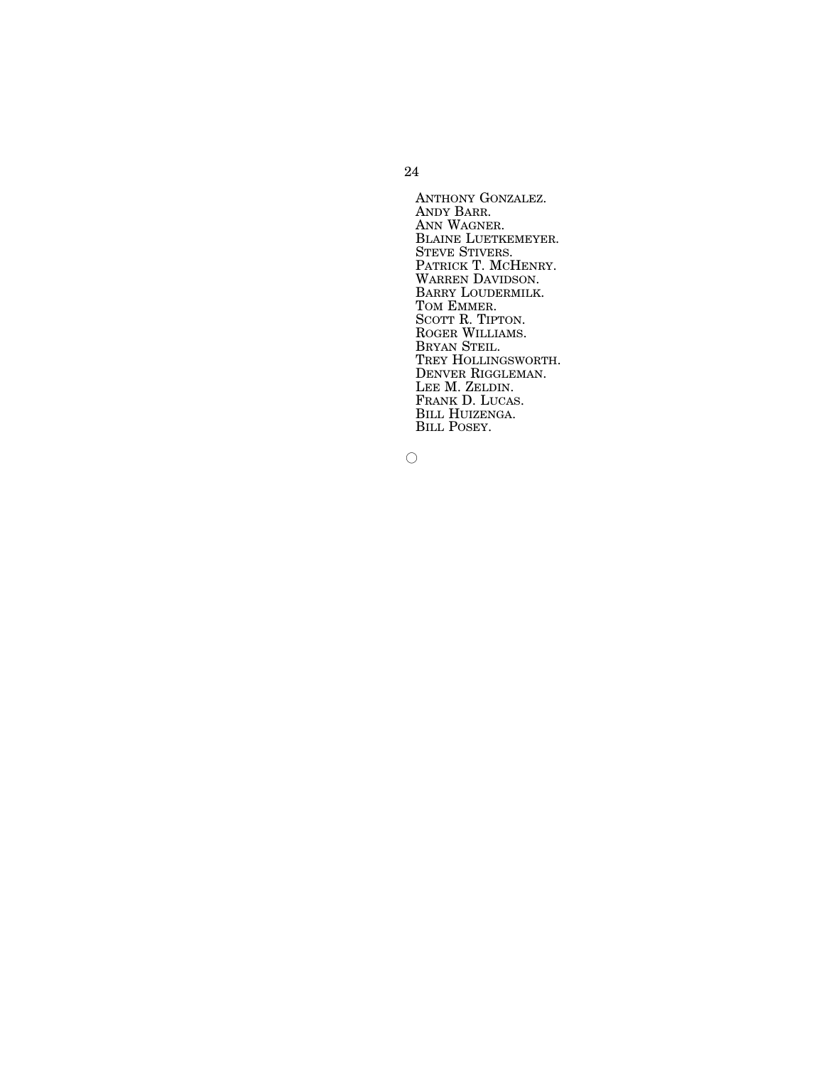ANTHONY GONZALEZ.
ANDY BARR.
ANN WAGNER.
BLAINE LUETKEMEYER.
STEVE STIVERS.
PATRICK T. MCHENRY.
WARREN DAVIDSON.
BARRY LOUDERMILK.
TOM EMMER.
SCOTT R. TIPTON.
ROGER WILLIAMS.
BRYAN STEIL.
TREY HOLLINGSWORTH.
DENVER RIGGLEMAN.
LEE M. ZELDIN.
FRANK D. LUCAS.
BILL HUIZENGA.
BILL POSEY.